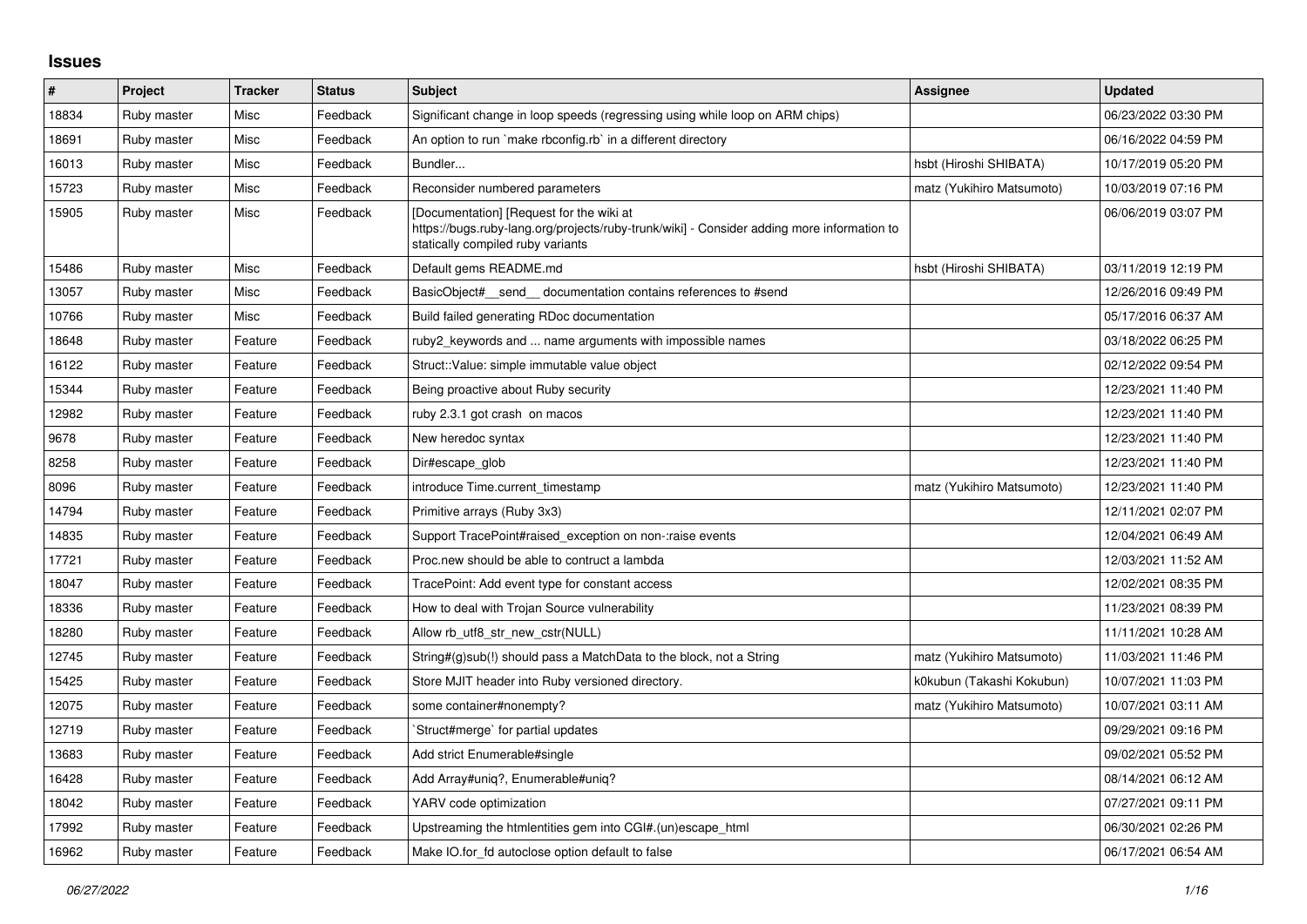## Issues

| # | Project | Tracker | Status | Subject | Assignee | Updated |
|---|---|---|---|---|---|---|
| 18834 | Ruby master | Misc | Feedback | Significant change in loop speeds (regressing using while loop on ARM chips) | | 06/23/2022 03:30 PM |
| 18691 | Ruby master | Misc | Feedback | An option to run `make rbconfig.rb` in a different directory | | 06/16/2022 04:59 PM |
| 16013 | Ruby master | Misc | Feedback | Bundler... | hsbt (Hiroshi SHIBATA) | 10/17/2019 05:20 PM |
| 15723 | Ruby master | Misc | Feedback | Reconsider numbered parameters | matz (Yukihiro Matsumoto) | 10/03/2019 07:16 PM |
| 15905 | Ruby master | Misc | Feedback | [Documentation] [Request for the wiki at https://bugs.ruby-lang.org/projects/ruby-trunk/wiki] - Consider adding more information to statically compiled ruby variants | | 06/06/2019 03:07 PM |
| 15486 | Ruby master | Misc | Feedback | Default gems README.md | hsbt (Hiroshi SHIBATA) | 03/11/2019 12:19 PM |
| 13057 | Ruby master | Misc | Feedback | BasicObject#__send__ documentation contains references to #send | | 12/26/2016 09:49 PM |
| 10766 | Ruby master | Misc | Feedback | Build failed generating RDoc documentation | | 05/17/2016 06:37 AM |
| 18648 | Ruby master | Feature | Feedback | ruby2_keywords and ... name arguments with impossible names | | 03/18/2022 06:25 PM |
| 16122 | Ruby master | Feature | Feedback | Struct::Value: simple immutable value object | | 02/12/2022 09:54 PM |
| 15344 | Ruby master | Feature | Feedback | Being proactive about Ruby security | | 12/23/2021 11:40 PM |
| 12982 | Ruby master | Feature | Feedback | ruby 2.3.1 got crash on macos | | 12/23/2021 11:40 PM |
| 9678 | Ruby master | Feature | Feedback | New heredoc syntax | | 12/23/2021 11:40 PM |
| 8258 | Ruby master | Feature | Feedback | Dir#escape_glob | | 12/23/2021 11:40 PM |
| 8096 | Ruby master | Feature | Feedback | introduce Time.current_timestamp | matz (Yukihiro Matsumoto) | 12/23/2021 11:40 PM |
| 14794 | Ruby master | Feature | Feedback | Primitive arrays (Ruby 3x3) | | 12/11/2021 02:07 PM |
| 14835 | Ruby master | Feature | Feedback | Support TracePoint#raised_exception on non-:raise events | | 12/04/2021 06:49 AM |
| 17721 | Ruby master | Feature | Feedback | Proc.new should be able to contruct a lambda | | 12/03/2021 11:52 AM |
| 18047 | Ruby master | Feature | Feedback | TracePoint: Add event type for constant access | | 12/02/2021 08:35 PM |
| 18336 | Ruby master | Feature | Feedback | How to deal with Trojan Source vulnerability | | 11/23/2021 08:39 PM |
| 18280 | Ruby master | Feature | Feedback | Allow rb_utf8_str_new_cstr(NULL) | | 11/11/2021 10:28 AM |
| 12745 | Ruby master | Feature | Feedback | String#(g)sub(!) should pass a MatchData to the block, not a String | matz (Yukihiro Matsumoto) | 11/03/2021 11:46 PM |
| 15425 | Ruby master | Feature | Feedback | Store MJIT header into Ruby versioned directory. | k0kubun (Takashi Kokubun) | 10/07/2021 11:03 PM |
| 12075 | Ruby master | Feature | Feedback | some container#nonempty? | matz (Yukihiro Matsumoto) | 10/07/2021 03:11 AM |
| 12719 | Ruby master | Feature | Feedback | `Struct#merge` for partial updates | | 09/29/2021 09:16 PM |
| 13683 | Ruby master | Feature | Feedback | Add strict Enumerable#single | | 09/02/2021 05:52 PM |
| 16428 | Ruby master | Feature | Feedback | Add Array#uniq?, Enumerable#uniq? | | 08/14/2021 06:12 AM |
| 18042 | Ruby master | Feature | Feedback | YARV code optimization | | 07/27/2021 09:11 PM |
| 17992 | Ruby master | Feature | Feedback | Upstreaming the htmlentities gem into CGI#.(un)escape_html | | 06/30/2021 02:26 PM |
| 16962 | Ruby master | Feature | Feedback | Make IO.for_fd autoclose option default to false | | 06/17/2021 06:54 AM |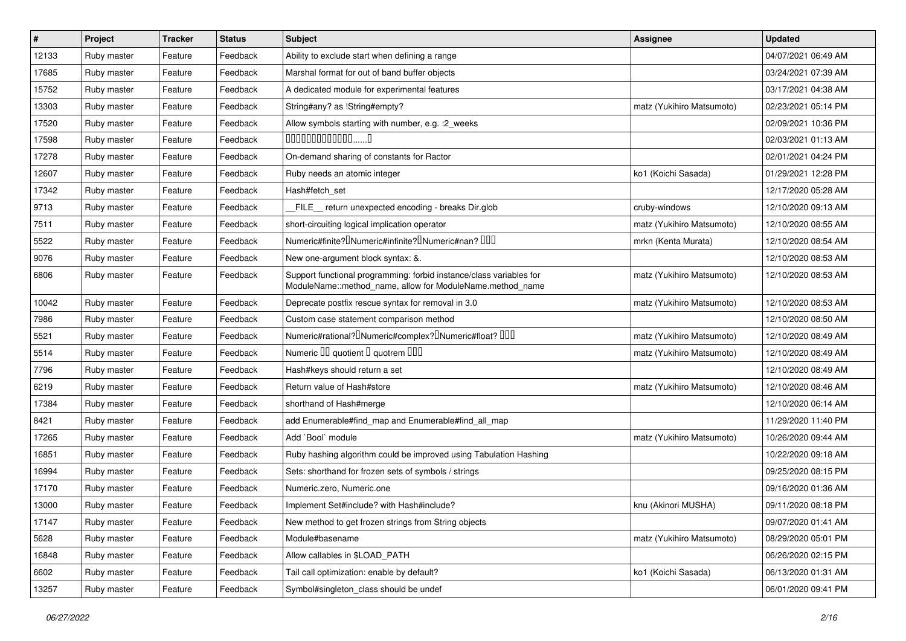| # | Project | Tracker | Status | Subject | Assignee | Updated |
| --- | --- | --- | --- | --- | --- | --- |
| 12133 | Ruby master | Feature | Feedback | Ability to exclude start when defining a range | | 04/07/2021 06:49 AM |
| 17685 | Ruby master | Feature | Feedback | Marshal format for out of band buffer objects | | 03/24/2021 07:39 AM |
| 15752 | Ruby master | Feature | Feedback | A dedicated module for experimental features | | 03/17/2021 04:38 AM |
| 13303 | Ruby master | Feature | Feedback | String#any? as !String#empty? | matz (Yukihiro Matsumoto) | 02/23/2021 05:14 PM |
| 17520 | Ruby master | Feature | Feedback | Allow symbols starting with number, e.g. :2_weeks | | 02/09/2021 10:36 PM |
| 17598 | Ruby master | Feature | Feedback | �������������......� | | 02/03/2021 01:13 AM |
| 17278 | Ruby master | Feature | Feedback | On-demand sharing of constants for Ractor | | 02/01/2021 04:24 PM |
| 12607 | Ruby master | Feature | Feedback | Ruby needs an atomic integer | ko1 (Koichi Sasada) | 01/29/2021 12:28 PM |
| 17342 | Ruby master | Feature | Feedback | Hash#fetch_set | | 12/17/2020 05:28 AM |
| 9713 | Ruby master | Feature | Feedback | __FILE__ return unexpected encoding - breaks Dir.glob | cruby-windows | 12/10/2020 09:13 AM |
| 7511 | Ruby master | Feature | Feedback | short-circuiting logical implication operator | matz (Yukihiro Matsumoto) | 12/10/2020 08:55 AM |
| 5522 | Ruby master | Feature | Feedback | Numeric#finite?�Numeric#infinite?�Numeric#nan? ��� | mrkn (Kenta Murata) | 12/10/2020 08:54 AM |
| 9076 | Ruby master | Feature | Feedback | New one-argument block syntax: &. | | 12/10/2020 08:53 AM |
| 6806 | Ruby master | Feature | Feedback | Support functional programming: forbid instance/class variables for ModuleName::method_name, allow for ModuleName.method_name | matz (Yukihiro Matsumoto) | 12/10/2020 08:53 AM |
| 10042 | Ruby master | Feature | Feedback | Deprecate postfix rescue syntax for removal in 3.0 | matz (Yukihiro Matsumoto) | 12/10/2020 08:53 AM |
| 7986 | Ruby master | Feature | Feedback | Custom case statement comparison method | | 12/10/2020 08:50 AM |
| 5521 | Ruby master | Feature | Feedback | Numeric#rational?�Numeric#complex?�Numeric#float? ��� | matz (Yukihiro Matsumoto) | 12/10/2020 08:49 AM |
| 5514 | Ruby master | Feature | Feedback | Numeric �� quotient � quotrem ��� | matz (Yukihiro Matsumoto) | 12/10/2020 08:49 AM |
| 7796 | Ruby master | Feature | Feedback | Hash#keys should return a set | | 12/10/2020 08:49 AM |
| 6219 | Ruby master | Feature | Feedback | Return value of Hash#store | matz (Yukihiro Matsumoto) | 12/10/2020 08:46 AM |
| 17384 | Ruby master | Feature | Feedback | shorthand of Hash#merge | | 12/10/2020 06:14 AM |
| 8421 | Ruby master | Feature | Feedback | add Enumerable#find_map and Enumerable#find_all_map | | 11/29/2020 11:40 PM |
| 17265 | Ruby master | Feature | Feedback | Add `Bool` module | matz (Yukihiro Matsumoto) | 10/26/2020 09:44 AM |
| 16851 | Ruby master | Feature | Feedback | Ruby hashing algorithm could be improved using Tabulation Hashing | | 10/22/2020 09:18 AM |
| 16994 | Ruby master | Feature | Feedback | Sets: shorthand for frozen sets of symbols / strings | | 09/25/2020 08:15 PM |
| 17170 | Ruby master | Feature | Feedback | Numeric.zero, Numeric.one | | 09/16/2020 01:36 AM |
| 13000 | Ruby master | Feature | Feedback | Implement Set#include? with Hash#include? | knu (Akinori MUSHA) | 09/11/2020 08:18 PM |
| 17147 | Ruby master | Feature | Feedback | New method to get frozen strings from String objects | | 09/07/2020 01:41 AM |
| 5628 | Ruby master | Feature | Feedback | Module#basename | matz (Yukihiro Matsumoto) | 08/29/2020 05:01 PM |
| 16848 | Ruby master | Feature | Feedback | Allow callables in $LOAD_PATH | | 06/26/2020 02:15 PM |
| 6602 | Ruby master | Feature | Feedback | Tail call optimization: enable by default? | ko1 (Koichi Sasada) | 06/13/2020 01:31 AM |
| 13257 | Ruby master | Feature | Feedback | Symbol#singleton_class should be undef | | 06/01/2020 09:41 PM |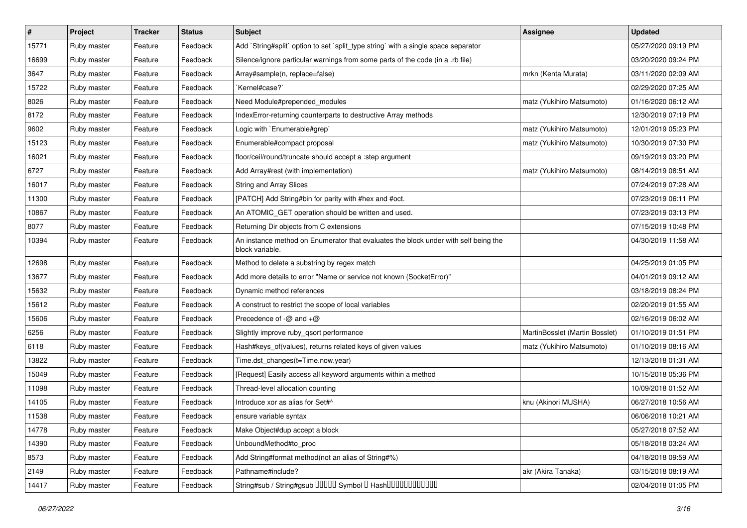| # | Project | Tracker | Status | Subject | Assignee | Updated |
| --- | --- | --- | --- | --- | --- | --- |
| 15771 | Ruby master | Feature | Feedback | Add `String#split` option to set `split_type string` with a single space separator | | 05/27/2020 09:19 PM |
| 16699 | Ruby master | Feature | Feedback | Silence/ignore particular warnings from some parts of the code (in a .rb file) | | 03/20/2020 09:24 PM |
| 3647 | Ruby master | Feature | Feedback | Array#sample(n, replace=false) | mrkn (Kenta Murata) | 03/11/2020 02:09 AM |
| 15722 | Ruby master | Feature | Feedback | `Kernel#case?` | | 02/29/2020 07:25 AM |
| 8026 | Ruby master | Feature | Feedback | Need Module#prepended_modules | matz (Yukihiro Matsumoto) | 01/16/2020 06:12 AM |
| 8172 | Ruby master | Feature | Feedback | IndexError-returning counterparts to destructive Array methods | | 12/30/2019 07:19 PM |
| 9602 | Ruby master | Feature | Feedback | Logic with `Enumerable#grep` | matz (Yukihiro Matsumoto) | 12/01/2019 05:23 PM |
| 15123 | Ruby master | Feature | Feedback | Enumerable#compact proposal | matz (Yukihiro Matsumoto) | 10/30/2019 07:30 PM |
| 16021 | Ruby master | Feature | Feedback | floor/ceil/round/truncate should accept a :step argument | | 09/19/2019 03:20 PM |
| 6727 | Ruby master | Feature | Feedback | Add Array#rest (with implementation) | matz (Yukihiro Matsumoto) | 08/14/2019 08:51 AM |
| 16017 | Ruby master | Feature | Feedback | String and Array Slices | | 07/24/2019 07:28 AM |
| 11300 | Ruby master | Feature | Feedback | [PATCH] Add String#bin for parity with #hex and #oct. | | 07/23/2019 06:11 PM |
| 10867 | Ruby master | Feature | Feedback | An ATOMIC_GET operation should be written and used. | | 07/23/2019 03:13 PM |
| 8077 | Ruby master | Feature | Feedback | Returning Dir objects from C extensions | | 07/15/2019 10:48 PM |
| 10394 | Ruby master | Feature | Feedback | An instance method on Enumerator that evaluates the block under with self being the block variable. | | 04/30/2019 11:58 AM |
| 12698 | Ruby master | Feature | Feedback | Method to delete a substring by regex match | | 04/25/2019 01:05 PM |
| 13677 | Ruby master | Feature | Feedback | Add more details to error "Name or service not known (SocketError)" | | 04/01/2019 09:12 AM |
| 15632 | Ruby master | Feature | Feedback | Dynamic method references | | 03/18/2019 08:24 PM |
| 15612 | Ruby master | Feature | Feedback | A construct to restrict the scope of local variables | | 02/20/2019 01:55 AM |
| 15606 | Ruby master | Feature | Feedback | Precedence of -@ and +@ | | 02/16/2019 06:02 AM |
| 6256 | Ruby master | Feature | Feedback | Slightly improve ruby_qsort performance | MartinBosslet (Martin Bosslet) | 01/10/2019 01:51 PM |
| 6118 | Ruby master | Feature | Feedback | Hash#keys_of(values), returns related keys of given values | matz (Yukihiro Matsumoto) | 01/10/2019 08:16 AM |
| 13822 | Ruby master | Feature | Feedback | Time.dst_changes(t=Time.now.year) | | 12/13/2018 01:31 AM |
| 15049 | Ruby master | Feature | Feedback | [Request] Easily access all keyword arguments within a method | | 10/15/2018 05:36 PM |
| 11098 | Ruby master | Feature | Feedback | Thread-level allocation counting | | 10/09/2018 01:52 AM |
| 14105 | Ruby master | Feature | Feedback | Introduce xor as alias for Set#^ | knu (Akinori MUSHA) | 06/27/2018 10:56 AM |
| 11538 | Ruby master | Feature | Feedback | ensure variable syntax | | 06/06/2018 10:21 AM |
| 14778 | Ruby master | Feature | Feedback | Make Object#dup accept a block | | 05/27/2018 07:52 AM |
| 14390 | Ruby master | Feature | Feedback | UnboundMethod#to_proc | | 05/18/2018 03:24 AM |
| 8573 | Ruby master | Feature | Feedback | Add String#format method(not an alias of String#%) | | 04/18/2018 09:59 AM |
| 2149 | Ruby master | Feature | Feedback | Pathname#include? | akr (Akira Tanaka) | 03/15/2018 08:19 AM |
| 14417 | Ruby master | Feature | Feedback | String#sub / String#gsub ����� Symbol � Hash������������ | | 02/04/2018 01:05 PM |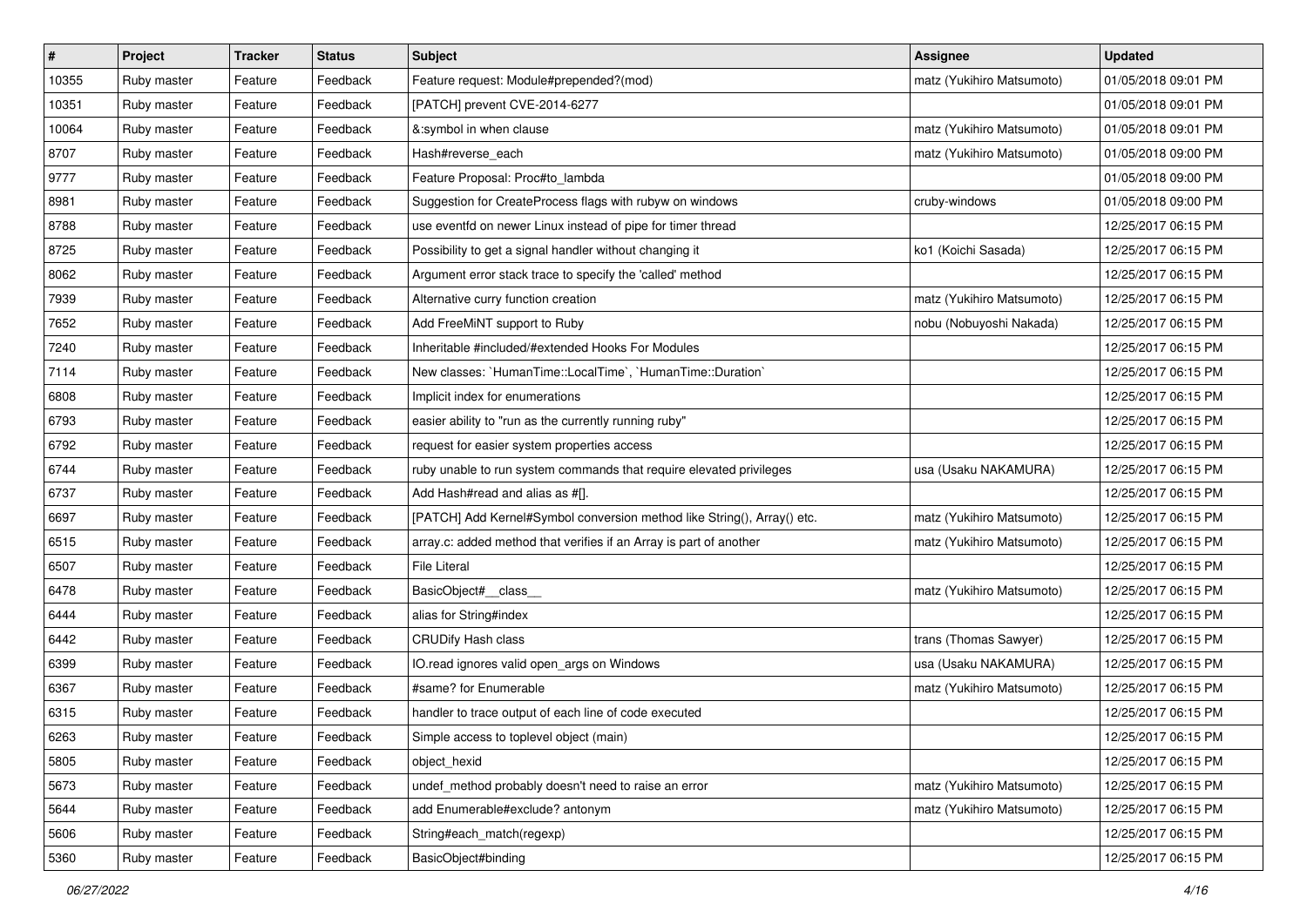| # | Project | Tracker | Status | Subject | Assignee | Updated |
|---|---|---|---|---|---|---|
| 10355 | Ruby master | Feature | Feedback | Feature request: Module#prepended?(mod) | matz (Yukihiro Matsumoto) | 01/05/2018 09:01 PM |
| 10351 | Ruby master | Feature | Feedback | [PATCH] prevent CVE-2014-6277 | | 01/05/2018 09:01 PM |
| 10064 | Ruby master | Feature | Feedback | &:symbol in when clause | matz (Yukihiro Matsumoto) | 01/05/2018 09:01 PM |
| 8707 | Ruby master | Feature | Feedback | Hash#reverse_each | matz (Yukihiro Matsumoto) | 01/05/2018 09:00 PM |
| 9777 | Ruby master | Feature | Feedback | Feature Proposal: Proc#to_lambda | | 01/05/2018 09:00 PM |
| 8981 | Ruby master | Feature | Feedback | Suggestion for CreateProcess flags with rubyw on windows | cruby-windows | 01/05/2018 09:00 PM |
| 8788 | Ruby master | Feature | Feedback | use eventfd on newer Linux instead of pipe for timer thread | | 12/25/2017 06:15 PM |
| 8725 | Ruby master | Feature | Feedback | Possibility to get a signal handler without changing it | ko1 (Koichi Sasada) | 12/25/2017 06:15 PM |
| 8062 | Ruby master | Feature | Feedback | Argument error stack trace to specify the 'called' method | | 12/25/2017 06:15 PM |
| 7939 | Ruby master | Feature | Feedback | Alternative curry function creation | matz (Yukihiro Matsumoto) | 12/25/2017 06:15 PM |
| 7652 | Ruby master | Feature | Feedback | Add FreeMiNT support to Ruby | nobu (Nobuyoshi Nakada) | 12/25/2017 06:15 PM |
| 7240 | Ruby master | Feature | Feedback | Inheritable #included/#extended Hooks For Modules | | 12/25/2017 06:15 PM |
| 7114 | Ruby master | Feature | Feedback | New classes: `HumanTime::LocalTime`, `HumanTime::Duration` | | 12/25/2017 06:15 PM |
| 6808 | Ruby master | Feature | Feedback | Implicit index for enumerations | | 12/25/2017 06:15 PM |
| 6793 | Ruby master | Feature | Feedback | easier ability to "run as the currently running ruby" | | 12/25/2017 06:15 PM |
| 6792 | Ruby master | Feature | Feedback | request for easier system properties access | | 12/25/2017 06:15 PM |
| 6744 | Ruby master | Feature | Feedback | ruby unable to run system commands that require elevated privileges | usa (Usaku NAKAMURA) | 12/25/2017 06:15 PM |
| 6737 | Ruby master | Feature | Feedback | Add Hash#read and alias as #[]. | | 12/25/2017 06:15 PM |
| 6697 | Ruby master | Feature | Feedback | [PATCH] Add Kernel#Symbol conversion method like String(), Array() etc. | matz (Yukihiro Matsumoto) | 12/25/2017 06:15 PM |
| 6515 | Ruby master | Feature | Feedback | array.c: added method that verifies if an Array is part of another | matz (Yukihiro Matsumoto) | 12/25/2017 06:15 PM |
| 6507 | Ruby master | Feature | Feedback | File Literal | | 12/25/2017 06:15 PM |
| 6478 | Ruby master | Feature | Feedback | BasicObject#__class__ | matz (Yukihiro Matsumoto) | 12/25/2017 06:15 PM |
| 6444 | Ruby master | Feature | Feedback | alias for String#index | | 12/25/2017 06:15 PM |
| 6442 | Ruby master | Feature | Feedback | CRUDify Hash class | trans (Thomas Sawyer) | 12/25/2017 06:15 PM |
| 6399 | Ruby master | Feature | Feedback | IO.read ignores valid open_args on Windows | usa (Usaku NAKAMURA) | 12/25/2017 06:15 PM |
| 6367 | Ruby master | Feature | Feedback | #same? for Enumerable | matz (Yukihiro Matsumoto) | 12/25/2017 06:15 PM |
| 6315 | Ruby master | Feature | Feedback | handler to trace output of each line of code executed | | 12/25/2017 06:15 PM |
| 6263 | Ruby master | Feature | Feedback | Simple access to toplevel object (main) | | 12/25/2017 06:15 PM |
| 5805 | Ruby master | Feature | Feedback | object_hexid | | 12/25/2017 06:15 PM |
| 5673 | Ruby master | Feature | Feedback | undef_method probably doesn't need to raise an error | matz (Yukihiro Matsumoto) | 12/25/2017 06:15 PM |
| 5644 | Ruby master | Feature | Feedback | add Enumerable#exclude? antonym | matz (Yukihiro Matsumoto) | 12/25/2017 06:15 PM |
| 5606 | Ruby master | Feature | Feedback | String#each_match(regexp) | | 12/25/2017 06:15 PM |
| 5360 | Ruby master | Feature | Feedback | BasicObject#binding | | 12/25/2017 06:15 PM |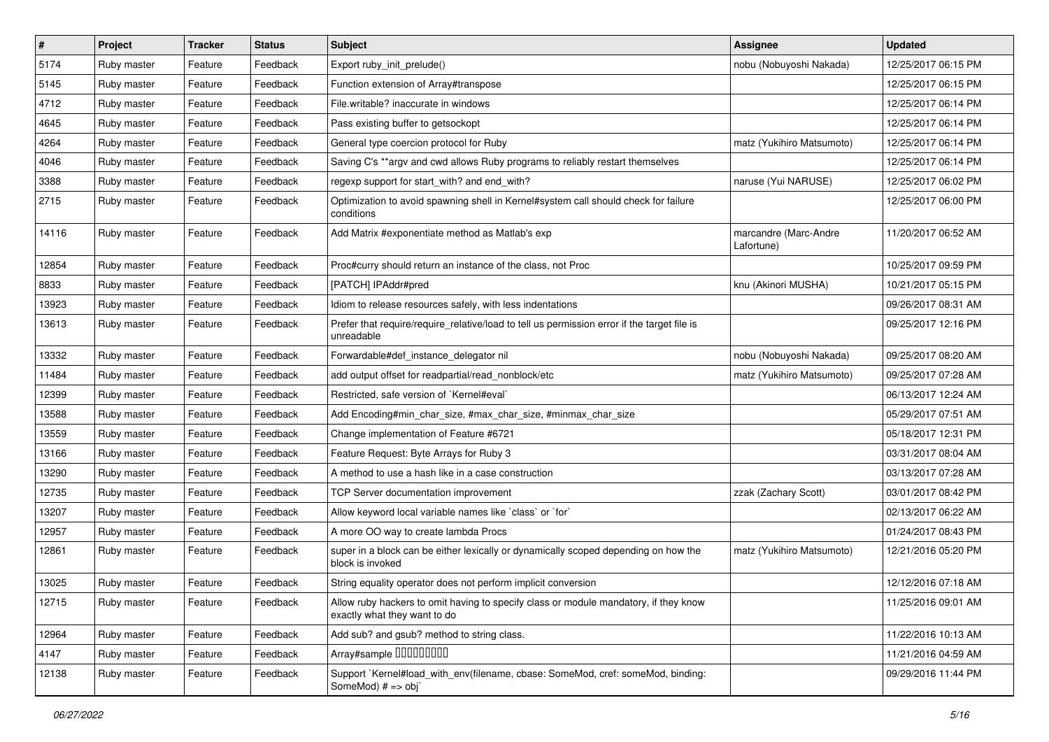| # | Project | Tracker | Status | Subject | Assignee | Updated |
|---|---|---|---|---|---|---|
| 5174 | Ruby master | Feature | Feedback | Export ruby_init_prelude() | nobu (Nobuyoshi Nakada) | 12/25/2017 06:15 PM |
| 5145 | Ruby master | Feature | Feedback | Function extension of Array#transpose | | 12/25/2017 06:15 PM |
| 4712 | Ruby master | Feature | Feedback | File.writable? inaccurate in windows | | 12/25/2017 06:14 PM |
| 4645 | Ruby master | Feature | Feedback | Pass existing buffer to getsockopt | | 12/25/2017 06:14 PM |
| 4264 | Ruby master | Feature | Feedback | General type coercion protocol for Ruby | matz (Yukihiro Matsumoto) | 12/25/2017 06:14 PM |
| 4046 | Ruby master | Feature | Feedback | Saving C's **argv and cwd allows Ruby programs to reliably restart themselves | | 12/25/2017 06:14 PM |
| 3388 | Ruby master | Feature | Feedback | regexp support for start_with? and end_with? | naruse (Yui NARUSE) | 12/25/2017 06:02 PM |
| 2715 | Ruby master | Feature | Feedback | Optimization to avoid spawning shell in Kernel#system call should check for failure conditions | | 12/25/2017 06:00 PM |
| 14116 | Ruby master | Feature | Feedback | Add Matrix #exponentiate method as Matlab's exp | marcandre (Marc-Andre Lafortune) | 11/20/2017 06:52 AM |
| 12854 | Ruby master | Feature | Feedback | Proc#curry should return an instance of the class, not Proc | | 10/25/2017 09:59 PM |
| 8833 | Ruby master | Feature | Feedback | [PATCH] IPAddr#pred | knu (Akinori MUSHA) | 10/21/2017 05:15 PM |
| 13923 | Ruby master | Feature | Feedback | Idiom to release resources safely, with less indentations | | 09/26/2017 08:31 AM |
| 13613 | Ruby master | Feature | Feedback | Prefer that require/require_relative/load to tell us permission error if the target file is unreadable | | 09/25/2017 12:16 PM |
| 13332 | Ruby master | Feature | Feedback | Forwardable#def_instance_delegator nil | nobu (Nobuyoshi Nakada) | 09/25/2017 08:20 AM |
| 11484 | Ruby master | Feature | Feedback | add output offset for readpartial/read_nonblock/etc | matz (Yukihiro Matsumoto) | 09/25/2017 07:28 AM |
| 12399 | Ruby master | Feature | Feedback | Restricted, safe version of `Kernel#eval` | | 06/13/2017 12:24 AM |
| 13588 | Ruby master | Feature | Feedback | Add Encoding#min_char_size, #max_char_size, #minmax_char_size | | 05/29/2017 07:51 AM |
| 13559 | Ruby master | Feature | Feedback | Change implementation of Feature #6721 | | 05/18/2017 12:31 PM |
| 13166 | Ruby master | Feature | Feedback | Feature Request: Byte Arrays for Ruby 3 | | 03/31/2017 08:04 AM |
| 13290 | Ruby master | Feature | Feedback | A method to use a hash like in a case construction | | 03/13/2017 07:28 AM |
| 12735 | Ruby master | Feature | Feedback | TCP Server documentation improvement | zzak (Zachary Scott) | 03/01/2017 08:42 PM |
| 13207 | Ruby master | Feature | Feedback | Allow keyword local variable names like `class` or `for` | | 02/13/2017 06:22 AM |
| 12957 | Ruby master | Feature | Feedback | A more OO way to create lambda Procs | | 01/24/2017 08:43 PM |
| 12861 | Ruby master | Feature | Feedback | super in a block can be either lexically or dynamically scoped depending on how the block is invoked | matz (Yukihiro Matsumoto) | 12/21/2016 05:20 PM |
| 13025 | Ruby master | Feature | Feedback | String equality operator does not perform implicit conversion | | 12/12/2016 07:18 AM |
| 12715 | Ruby master | Feature | Feedback | Allow ruby hackers to omit having to specify class or module mandatory, if they know exactly what they want to do | | 11/25/2016 09:01 AM |
| 12964 | Ruby master | Feature | Feedback | Add sub? and gsub? method to string class. | | 11/22/2016 10:13 AM |
| 4147 | Ruby master | Feature | Feedback | Array#sample ���������� | | 11/21/2016 04:59 AM |
| 12138 | Ruby master | Feature | Feedback | Support `Kernel#load_with_env(filename, cbase: SomeMod, cref: someMod, binding: SomeMod) # => obj` | | 09/29/2016 11:44 PM |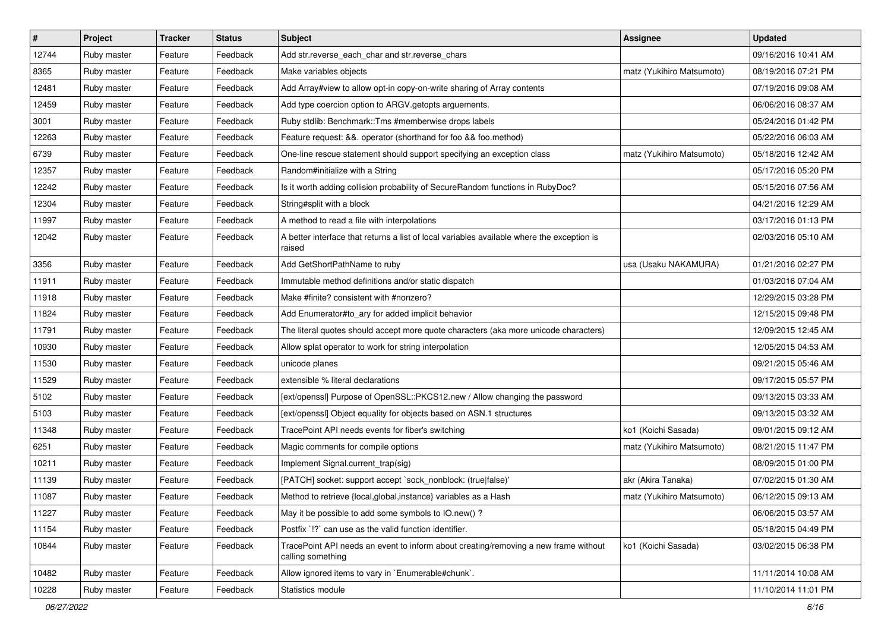| # | Project | Tracker | Status | Subject | Assignee | Updated |
|---|---|---|---|---|---|---|
| 12744 | Ruby master | Feature | Feedback | Add str.reverse_each_char and str.reverse_chars | | 09/16/2016 10:41 AM |
| 8365 | Ruby master | Feature | Feedback | Make variables objects | matz (Yukihiro Matsumoto) | 08/19/2016 07:21 PM |
| 12481 | Ruby master | Feature | Feedback | Add Array#view to allow opt-in copy-on-write sharing of Array contents | | 07/19/2016 09:08 AM |
| 12459 | Ruby master | Feature | Feedback | Add type coercion option to ARGV.getopts arguements. | | 06/06/2016 08:37 AM |
| 3001 | Ruby master | Feature | Feedback | Ruby stdlib: Benchmark::Tms #memberwise drops labels | | 05/24/2016 01:42 PM |
| 12263 | Ruby master | Feature | Feedback | Feature request: &&. operator (shorthand for foo && foo.method) | | 05/22/2016 06:03 AM |
| 6739 | Ruby master | Feature | Feedback | One-line rescue statement should support specifying an exception class | matz (Yukihiro Matsumoto) | 05/18/2016 12:42 AM |
| 12357 | Ruby master | Feature | Feedback | Random#initialize with a String | | 05/17/2016 05:20 PM |
| 12242 | Ruby master | Feature | Feedback | Is it worth adding collision probability of SecureRandom functions in RubyDoc? | | 05/15/2016 07:56 AM |
| 12304 | Ruby master | Feature | Feedback | String#split with a block | | 04/21/2016 12:29 AM |
| 11997 | Ruby master | Feature | Feedback | A method to read a file with interpolations | | 03/17/2016 01:13 PM |
| 12042 | Ruby master | Feature | Feedback | A better interface that returns a list of local variables available where the exception is raised | | 02/03/2016 05:10 AM |
| 3356 | Ruby master | Feature | Feedback | Add GetShortPathName to ruby | usa (Usaku NAKAMURA) | 01/21/2016 02:27 PM |
| 11911 | Ruby master | Feature | Feedback | Immutable method definitions and/or static dispatch | | 01/03/2016 07:04 AM |
| 11918 | Ruby master | Feature | Feedback | Make #finite? consistent with #nonzero? | | 12/29/2015 03:28 PM |
| 11824 | Ruby master | Feature | Feedback | Add Enumerator#to_ary for added implicit behavior | | 12/15/2015 09:48 PM |
| 11791 | Ruby master | Feature | Feedback | The literal quotes should accept more quote characters (aka more unicode characters) | | 12/09/2015 12:45 AM |
| 10930 | Ruby master | Feature | Feedback | Allow splat operator to work for string interpolation | | 12/05/2015 04:53 AM |
| 11530 | Ruby master | Feature | Feedback | unicode planes | | 09/21/2015 05:46 AM |
| 11529 | Ruby master | Feature | Feedback | extensible % literal declarations | | 09/17/2015 05:57 PM |
| 5102 | Ruby master | Feature | Feedback | [ext/openssl] Purpose of OpenSSL::PKCS12.new / Allow changing the password | | 09/13/2015 03:33 AM |
| 5103 | Ruby master | Feature | Feedback | [ext/openssl] Object equality for objects based on ASN.1 structures | | 09/13/2015 03:32 AM |
| 11348 | Ruby master | Feature | Feedback | TracePoint API needs events for fiber's switching | ko1 (Koichi Sasada) | 09/01/2015 09:12 AM |
| 6251 | Ruby master | Feature | Feedback | Magic comments for compile options | matz (Yukihiro Matsumoto) | 08/21/2015 11:47 PM |
| 10211 | Ruby master | Feature | Feedback | Implement Signal.current_trap(sig) | | 08/09/2015 01:00 PM |
| 11139 | Ruby master | Feature | Feedback | [PATCH] socket: support accept `sock_nonblock: (true\|false)' | akr (Akira Tanaka) | 07/02/2015 01:30 AM |
| 11087 | Ruby master | Feature | Feedback | Method to retrieve {local,global,instance} variables as a Hash | matz (Yukihiro Matsumoto) | 06/12/2015 09:13 AM |
| 11227 | Ruby master | Feature | Feedback | May it be possible to add some symbols to IO.new() ? | | 06/06/2015 03:57 AM |
| 11154 | Ruby master | Feature | Feedback | Postfix `!?` can use as the valid function identifier. | | 05/18/2015 04:49 PM |
| 10844 | Ruby master | Feature | Feedback | TracePoint API needs an event to inform about creating/removing a new frame without calling something | ko1 (Koichi Sasada) | 03/02/2015 06:38 PM |
| 10482 | Ruby master | Feature | Feedback | Allow ignored items to vary in `Enumerable#chunk`. | | 11/11/2014 10:08 AM |
| 10228 | Ruby master | Feature | Feedback | Statistics module | | 11/10/2014 11:01 PM |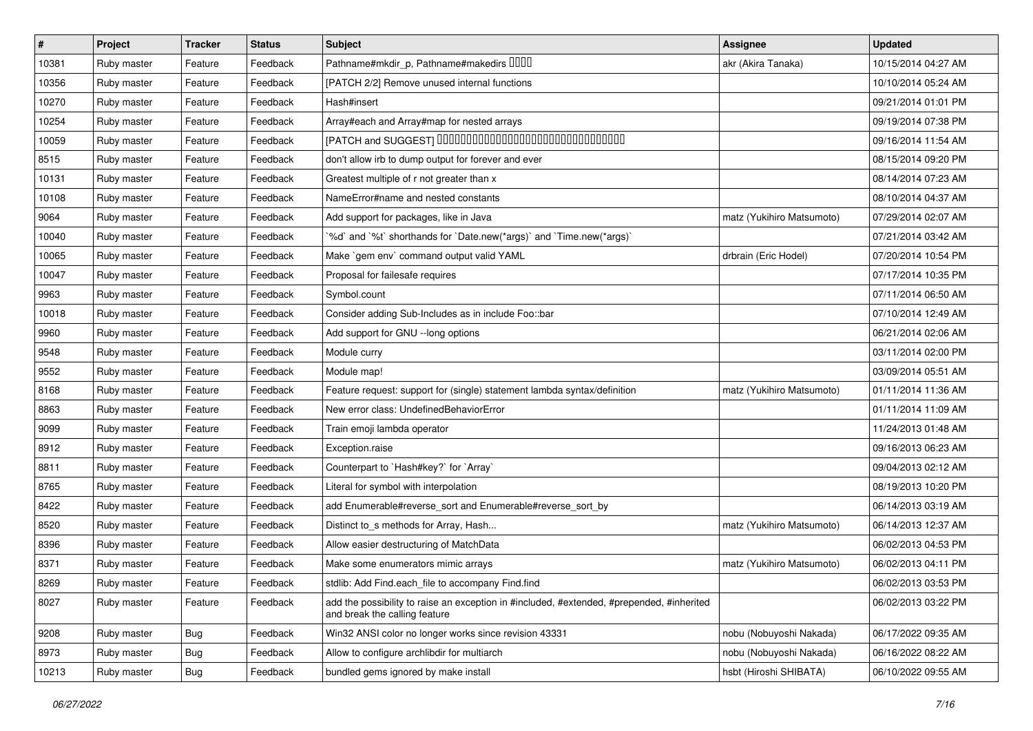| # | Project | Tracker | Status | Subject | Assignee | Updated |
|---|---|---|---|---|---|---|
| 10381 | Ruby master | Feature | Feedback | Pathname#mkdir_p, Pathname#makedirs ���� | akr (Akira Tanaka) | 10/15/2014 04:27 AM |
| 10356 | Ruby master | Feature | Feedback | [PATCH 2/2] Remove unused internal functions | | 10/10/2014 05:24 AM |
| 10270 | Ruby master | Feature | Feedback | Hash#insert | | 09/21/2014 01:01 PM |
| 10254 | Ruby master | Feature | Feedback | Array#each and Array#map for nested arrays | | 09/19/2014 07:38 PM |
| 10059 | Ruby master | Feature | Feedback | [PATCH and SUGGEST] ������������������������������������ | | 09/16/2014 11:54 AM |
| 8515 | Ruby master | Feature | Feedback | don't allow irb to dump output for forever and ever | | 08/15/2014 09:20 PM |
| 10131 | Ruby master | Feature | Feedback | Greatest multiple of r not greater than x | | 08/14/2014 07:23 AM |
| 10108 | Ruby master | Feature | Feedback | NameError#name and nested constants | | 08/10/2014 04:37 AM |
| 9064 | Ruby master | Feature | Feedback | Add support for packages, like in Java | matz (Yukihiro Matsumoto) | 07/29/2014 02:07 AM |
| 10040 | Ruby master | Feature | Feedback | `%d` and `%t` shorthands for `Date.new(*args)` and `Time.new(*args)` | | 07/21/2014 03:42 AM |
| 10065 | Ruby master | Feature | Feedback | Make `gem env` command output valid YAML | drbrain (Eric Hodel) | 07/20/2014 10:54 PM |
| 10047 | Ruby master | Feature | Feedback | Proposal for failesafe requires | | 07/17/2014 10:35 PM |
| 9963 | Ruby master | Feature | Feedback | Symbol.count | | 07/11/2014 06:50 AM |
| 10018 | Ruby master | Feature | Feedback | Consider adding Sub-Includes as in include Foo::bar | | 07/10/2014 12:49 AM |
| 9960 | Ruby master | Feature | Feedback | Add support for GNU --long options | | 06/21/2014 02:06 AM |
| 9548 | Ruby master | Feature | Feedback | Module curry | | 03/11/2014 02:00 PM |
| 9552 | Ruby master | Feature | Feedback | Module map! | | 03/09/2014 05:51 AM |
| 8168 | Ruby master | Feature | Feedback | Feature request: support for (single) statement lambda syntax/definition | matz (Yukihiro Matsumoto) | 01/11/2014 11:36 AM |
| 8863 | Ruby master | Feature | Feedback | New error class: UndefinedBehaviorError | | 01/11/2014 11:09 AM |
| 9099 | Ruby master | Feature | Feedback | Train emoji lambda operator | | 11/24/2013 01:48 AM |
| 8912 | Ruby master | Feature | Feedback | Exception.raise | | 09/16/2013 06:23 AM |
| 8811 | Ruby master | Feature | Feedback | Counterpart to `Hash#key?` for `Array` | | 09/04/2013 02:12 AM |
| 8765 | Ruby master | Feature | Feedback | Literal for symbol with interpolation | | 08/19/2013 10:20 PM |
| 8422 | Ruby master | Feature | Feedback | add Enumerable#reverse_sort and Enumerable#reverse_sort_by | | 06/14/2013 03:19 AM |
| 8520 | Ruby master | Feature | Feedback | Distinct to_s methods for Array, Hash... | matz (Yukihiro Matsumoto) | 06/14/2013 12:37 AM |
| 8396 | Ruby master | Feature | Feedback | Allow easier destructuring of MatchData | | 06/02/2013 04:53 PM |
| 8371 | Ruby master | Feature | Feedback | Make some enumerators mimic arrays | matz (Yukihiro Matsumoto) | 06/02/2013 04:11 PM |
| 8269 | Ruby master | Feature | Feedback | stdlib: Add Find.each_file to accompany Find.find | | 06/02/2013 03:53 PM |
| 8027 | Ruby master | Feature | Feedback | add the possibility to raise an exception in #included, #extended, #prepended, #inherited and break the calling feature | | 06/02/2013 03:22 PM |
| 9208 | Ruby master | Bug | Feedback | Win32 ANSI color no longer works since revision 43331 | nobu (Nobuyoshi Nakada) | 06/17/2022 09:35 AM |
| 8973 | Ruby master | Bug | Feedback | Allow to configure archlibdir for multiarch | nobu (Nobuyoshi Nakada) | 06/16/2022 08:22 AM |
| 10213 | Ruby master | Bug | Feedback | bundled gems ignored by make install | hsbt (Hiroshi SHIBATA) | 06/10/2022 09:55 AM |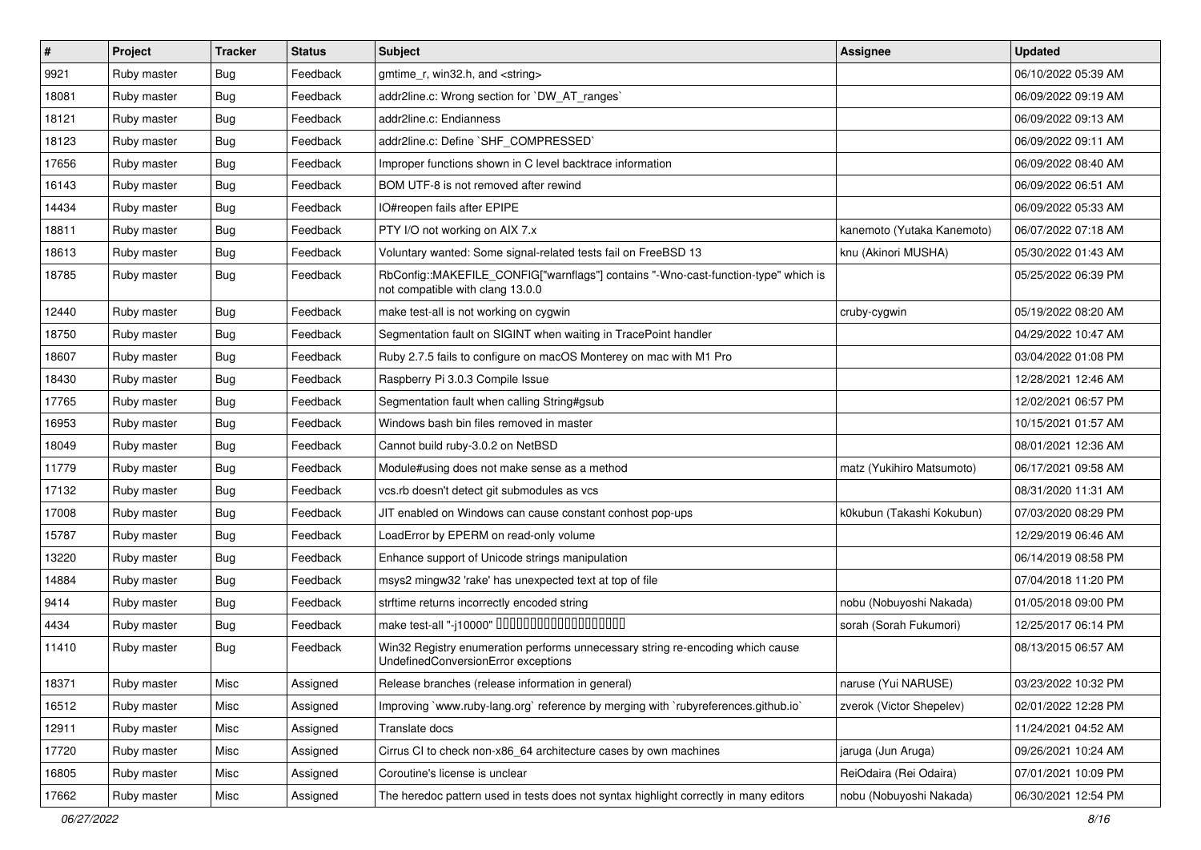| # | Project | Tracker | Status | Subject | Assignee | Updated |
|---|---|---|---|---|---|---|
| 9921 | Ruby master | Bug | Feedback | gmtime_r, win32.h, and <string> | | 06/10/2022 05:39 AM |
| 18081 | Ruby master | Bug | Feedback | addr2line.c: Wrong section for `DW_AT_ranges` | | 06/09/2022 09:19 AM |
| 18121 | Ruby master | Bug | Feedback | addr2line.c: Endianness | | 06/09/2022 09:13 AM |
| 18123 | Ruby master | Bug | Feedback | addr2line.c: Define `SHF_COMPRESSED` | | 06/09/2022 09:11 AM |
| 17656 | Ruby master | Bug | Feedback | Improper functions shown in C level backtrace information | | 06/09/2022 08:40 AM |
| 16143 | Ruby master | Bug | Feedback | BOM UTF-8 is not removed after rewind | | 06/09/2022 06:51 AM |
| 14434 | Ruby master | Bug | Feedback | IO#reopen fails after EPIPE | | 06/09/2022 05:33 AM |
| 18811 | Ruby master | Bug | Feedback | PTY I/O not working on AIX 7.x | kanemoto (Yutaka Kanemoto) | 06/07/2022 07:18 AM |
| 18613 | Ruby master | Bug | Feedback | Voluntary wanted: Some signal-related tests fail on FreeBSD 13 | knu (Akinori MUSHA) | 05/30/2022 01:43 AM |
| 18785 | Ruby master | Bug | Feedback | RbConfig::MAKEFILE_CONFIG["warnflags"] contains "-Wno-cast-function-type" which is not compatible with clang 13.0.0 | | 05/25/2022 06:39 PM |
| 12440 | Ruby master | Bug | Feedback | make test-all is not working on cygwin | cruby-cygwin | 05/19/2022 08:20 AM |
| 18750 | Ruby master | Bug | Feedback | Segmentation fault on SIGINT when waiting in TracePoint handler | | 04/29/2022 10:47 AM |
| 18607 | Ruby master | Bug | Feedback | Ruby 2.7.5 fails to configure on macOS Monterey on mac with M1 Pro | | 03/04/2022 01:08 PM |
| 18430 | Ruby master | Bug | Feedback | Raspberry Pi 3.0.3 Compile Issue | | 12/28/2021 12:46 AM |
| 17765 | Ruby master | Bug | Feedback | Segmentation fault when calling String#gsub | | 12/02/2021 06:57 PM |
| 16953 | Ruby master | Bug | Feedback | Windows bash bin files removed in master | | 10/15/2021 01:57 AM |
| 18049 | Ruby master | Bug | Feedback | Cannot build ruby-3.0.2 on NetBSD | | 08/01/2021 12:36 AM |
| 11779 | Ruby master | Bug | Feedback | Module#using does not make sense as a method | matz (Yukihiro Matsumoto) | 06/17/2021 09:58 AM |
| 17132 | Ruby master | Bug | Feedback | vcs.rb doesn't detect git submodules as vcs | | 08/31/2020 11:31 AM |
| 17008 | Ruby master | Bug | Feedback | JIT enabled on Windows can cause constant conhost pop-ups | k0kubun (Takashi Kokubun) | 07/03/2020 08:29 PM |
| 15787 | Ruby master | Bug | Feedback | LoadError by EPERM on read-only volume | | 12/29/2019 06:46 AM |
| 13220 | Ruby master | Bug | Feedback | Enhance support of Unicode strings manipulation | | 06/14/2019 08:58 PM |
| 14884 | Ruby master | Bug | Feedback | msys2 mingw32 'rake' has unexpected text at top of file | | 07/04/2018 11:20 PM |
| 9414 | Ruby master | Bug | Feedback | strftime returns incorrectly encoded string | nobu (Nobuyoshi Nakada) | 01/05/2018 09:00 PM |
| 4434 | Ruby master | Bug | Feedback | make test-all "-j10000" □□□□□□□□□□□□□□□□□□□□ | sorah (Sorah Fukumori) | 12/25/2017 06:14 PM |
| 11410 | Ruby master | Bug | Feedback | Win32 Registry enumeration performs unnecessary string re-encoding which cause UndefinedConversionError exceptions | | 08/13/2015 06:57 AM |
| 18371 | Ruby master | Misc | Assigned | Release branches (release information in general) | naruse (Yui NARUSE) | 03/23/2022 10:32 PM |
| 16512 | Ruby master | Misc | Assigned | Improving `www.ruby-lang.org` reference by merging with `rubyreferences.github.io` | zverok (Victor Shepelev) | 02/01/2022 12:28 PM |
| 12911 | Ruby master | Misc | Assigned | Translate docs | | 11/24/2021 04:52 AM |
| 17720 | Ruby master | Misc | Assigned | Cirrus CI to check non-x86_64 architecture cases by own machines | jaruga (Jun Aruga) | 09/26/2021 10:24 AM |
| 16805 | Ruby master | Misc | Assigned | Coroutine's license is unclear | ReiOdaira (Rei Odaira) | 07/01/2021 10:09 PM |
| 17662 | Ruby master | Misc | Assigned | The heredoc pattern used in tests does not syntax highlight correctly in many editors | nobu (Nobuyoshi Nakada) | 06/30/2021 12:54 PM |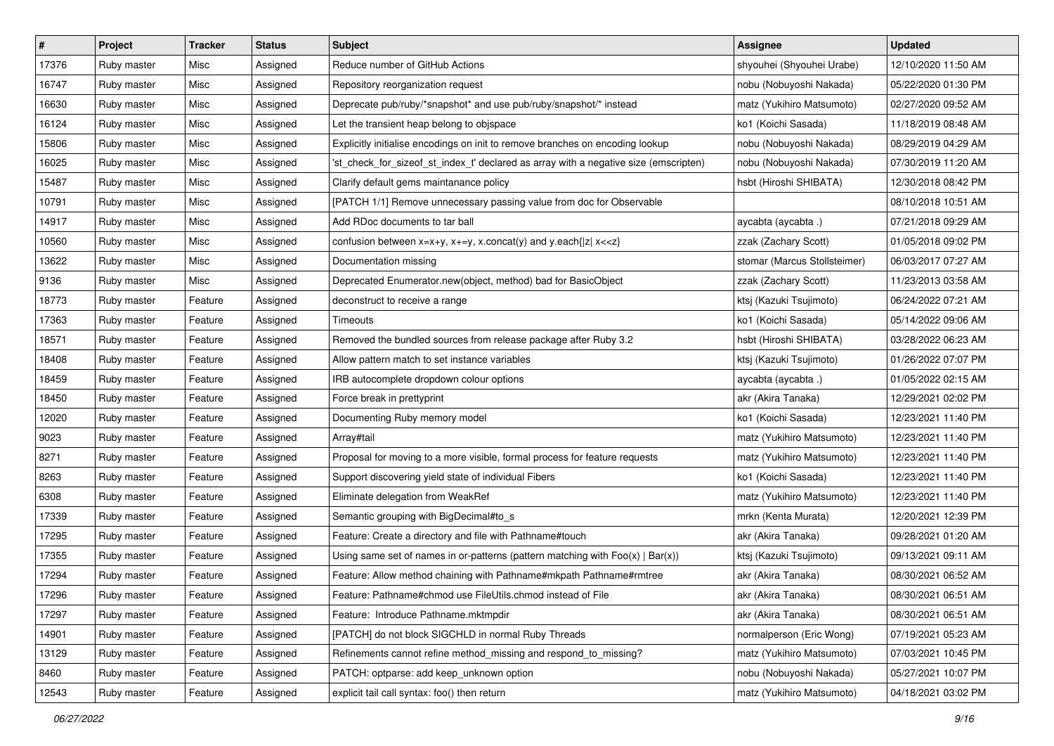| # | Project | Tracker | Status | Subject | Assignee | Updated |
|---|---|---|---|---|---|---|
| 17376 | Ruby master | Misc | Assigned | Reduce number of GitHub Actions | shyouhei (Shyouhei Urabe) | 12/10/2020 11:50 AM |
| 16747 | Ruby master | Misc | Assigned | Repository reorganization request | nobu (Nobuyoshi Nakada) | 05/22/2020 01:30 PM |
| 16630 | Ruby master | Misc | Assigned | Deprecate pub/ruby/*snapshot* and use pub/ruby/snapshot/* instead | matz (Yukihiro Matsumoto) | 02/27/2020 09:52 AM |
| 16124 | Ruby master | Misc | Assigned | Let the transient heap belong to objspace | ko1 (Koichi Sasada) | 11/18/2019 08:48 AM |
| 15806 | Ruby master | Misc | Assigned | Explicitly initialise encodings on init to remove branches on encoding lookup | nobu (Nobuyoshi Nakada) | 08/29/2019 04:29 AM |
| 16025 | Ruby master | Misc | Assigned | 'st_check_for_sizeof_st_index_t' declared as array with a negative size (emscripten) | nobu (Nobuyoshi Nakada) | 07/30/2019 11:20 AM |
| 15487 | Ruby master | Misc | Assigned | Clarify default gems maintanance policy | hsbt (Hiroshi SHIBATA) | 12/30/2018 08:42 PM |
| 10791 | Ruby master | Misc | Assigned | [PATCH 1/1] Remove unnecessary passing value from doc for Observable | | 08/10/2018 10:51 AM |
| 14917 | Ruby master | Misc | Assigned | Add RDoc documents to tar ball | aycabta (aycabta .) | 07/21/2018 09:29 AM |
| 10560 | Ruby master | Misc | Assigned | confusion between x=x+y, x+=y, x.concat(y) and y.each{\|z\| x<<z} | zzak (Zachary Scott) | 01/05/2018 09:02 PM |
| 13622 | Ruby master | Misc | Assigned | Documentation missing | stomar (Marcus Stollsteimer) | 06/03/2017 07:27 AM |
| 9136 | Ruby master | Misc | Assigned | Deprecated Enumerator.new(object, method) bad for BasicObject | zzak (Zachary Scott) | 11/23/2013 03:58 AM |
| 18773 | Ruby master | Feature | Assigned | deconstruct to receive a range | ktsj (Kazuki Tsujimoto) | 06/24/2022 07:21 AM |
| 17363 | Ruby master | Feature | Assigned | Timeouts | ko1 (Koichi Sasada) | 05/14/2022 09:06 AM |
| 18571 | Ruby master | Feature | Assigned | Removed the bundled sources from release package after Ruby 3.2 | hsbt (Hiroshi SHIBATA) | 03/28/2022 06:23 AM |
| 18408 | Ruby master | Feature | Assigned | Allow pattern match to set instance variables | ktsj (Kazuki Tsujimoto) | 01/26/2022 07:07 PM |
| 18459 | Ruby master | Feature | Assigned | IRB autocomplete dropdown colour options | aycabta (aycabta .) | 01/05/2022 02:15 AM |
| 18450 | Ruby master | Feature | Assigned | Force break in prettyprint | akr (Akira Tanaka) | 12/29/2021 02:02 PM |
| 12020 | Ruby master | Feature | Assigned | Documenting Ruby memory model | ko1 (Koichi Sasada) | 12/23/2021 11:40 PM |
| 9023 | Ruby master | Feature | Assigned | Array#tail | matz (Yukihiro Matsumoto) | 12/23/2021 11:40 PM |
| 8271 | Ruby master | Feature | Assigned | Proposal for moving to a more visible, formal process for feature requests | matz (Yukihiro Matsumoto) | 12/23/2021 11:40 PM |
| 8263 | Ruby master | Feature | Assigned | Support discovering yield state of individual Fibers | ko1 (Koichi Sasada) | 12/23/2021 11:40 PM |
| 6308 | Ruby master | Feature | Assigned | Eliminate delegation from WeakRef | matz (Yukihiro Matsumoto) | 12/23/2021 11:40 PM |
| 17339 | Ruby master | Feature | Assigned | Semantic grouping with BigDecimal#to_s | mrkn (Kenta Murata) | 12/20/2021 12:39 PM |
| 17295 | Ruby master | Feature | Assigned | Feature: Create a directory and file with Pathname#touch | akr (Akira Tanaka) | 09/28/2021 01:20 AM |
| 17355 | Ruby master | Feature | Assigned | Using same set of names in or-patterns (pattern matching with Foo(x) \| Bar(x)) | ktsj (Kazuki Tsujimoto) | 09/13/2021 09:11 AM |
| 17294 | Ruby master | Feature | Assigned | Feature: Allow method chaining with Pathname#mkpath Pathname#rmtree | akr (Akira Tanaka) | 08/30/2021 06:52 AM |
| 17296 | Ruby master | Feature | Assigned | Feature: Pathname#chmod use FileUtils.chmod instead of File | akr (Akira Tanaka) | 08/30/2021 06:51 AM |
| 17297 | Ruby master | Feature | Assigned | Feature: Introduce Pathname.mktmpdir | akr (Akira Tanaka) | 08/30/2021 06:51 AM |
| 14901 | Ruby master | Feature | Assigned | [PATCH] do not block SIGCHLD in normal Ruby Threads | normalperson (Eric Wong) | 07/19/2021 05:23 AM |
| 13129 | Ruby master | Feature | Assigned | Refinements cannot refine method_missing and respond_to_missing? | matz (Yukihiro Matsumoto) | 07/03/2021 10:45 PM |
| 8460 | Ruby master | Feature | Assigned | PATCH: optparse: add keep_unknown option | nobu (Nobuyoshi Nakada) | 05/27/2021 10:07 PM |
| 12543 | Ruby master | Feature | Assigned | explicit tail call syntax: foo() then return | matz (Yukihiro Matsumoto) | 04/18/2021 03:02 PM |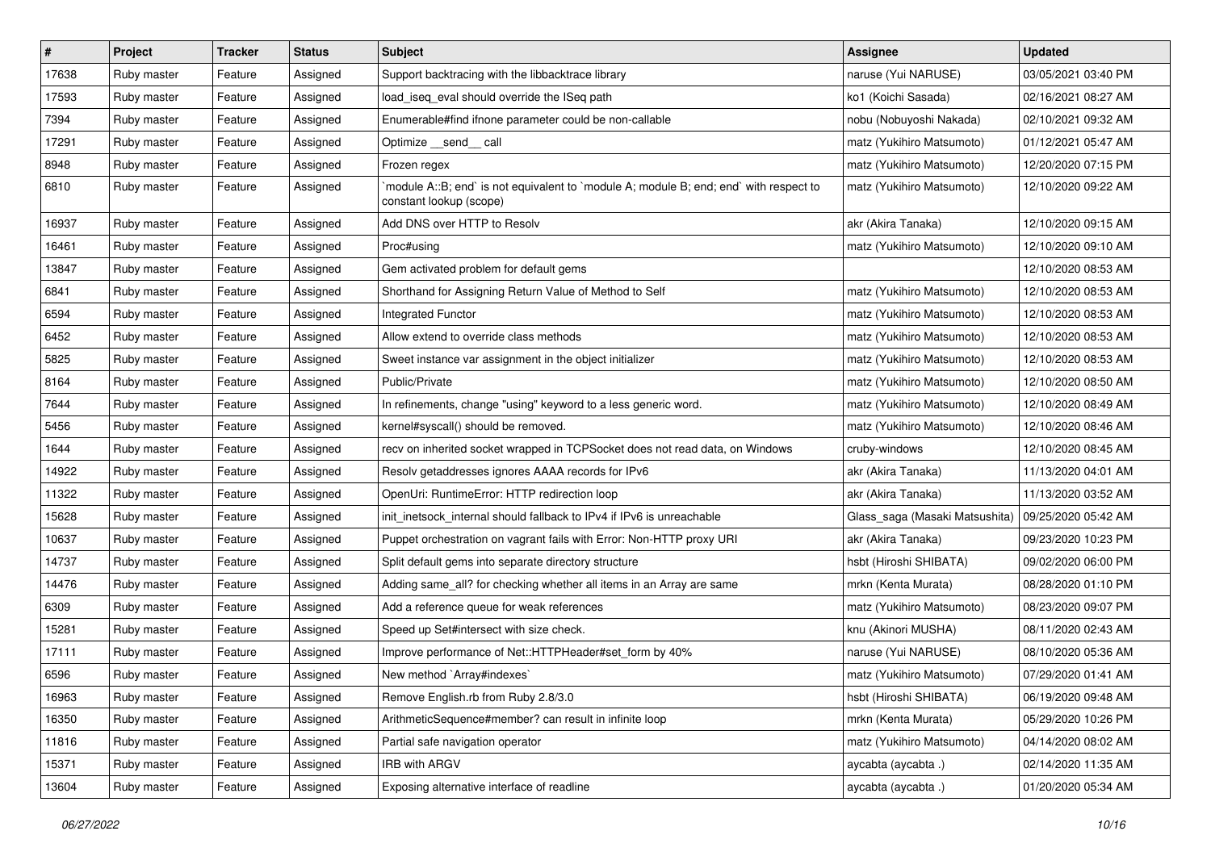| # | Project | Tracker | Status | Subject | Assignee | Updated |
|---|---|---|---|---|---|---|
| 17638 | Ruby master | Feature | Assigned | Support backtracing with the libbacktrace library | naruse (Yui NARUSE) | 03/05/2021 03:40 PM |
| 17593 | Ruby master | Feature | Assigned | load_iseq_eval should override the ISeq path | ko1 (Koichi Sasada) | 02/16/2021 08:27 AM |
| 7394 | Ruby master | Feature | Assigned | Enumerable#find ifnone parameter could be non-callable | nobu (Nobuyoshi Nakada) | 02/10/2021 09:32 AM |
| 17291 | Ruby master | Feature | Assigned | Optimize __send__ call | matz (Yukihiro Matsumoto) | 01/12/2021 05:47 AM |
| 8948 | Ruby master | Feature | Assigned | Frozen regex | matz (Yukihiro Matsumoto) | 12/20/2020 07:15 PM |
| 6810 | Ruby master | Feature | Assigned | `module A::B; end` is not equivalent to `module A; module B; end; end` with respect to constant lookup (scope) | matz (Yukihiro Matsumoto) | 12/10/2020 09:22 AM |
| 16937 | Ruby master | Feature | Assigned | Add DNS over HTTP to Resolv | akr (Akira Tanaka) | 12/10/2020 09:15 AM |
| 16461 | Ruby master | Feature | Assigned | Proc#using | matz (Yukihiro Matsumoto) | 12/10/2020 09:10 AM |
| 13847 | Ruby master | Feature | Assigned | Gem activated problem for default gems | | 12/10/2020 08:53 AM |
| 6841 | Ruby master | Feature | Assigned | Shorthand for Assigning Return Value of Method to Self | matz (Yukihiro Matsumoto) | 12/10/2020 08:53 AM |
| 6594 | Ruby master | Feature | Assigned | Integrated Functor | matz (Yukihiro Matsumoto) | 12/10/2020 08:53 AM |
| 6452 | Ruby master | Feature | Assigned | Allow extend to override class methods | matz (Yukihiro Matsumoto) | 12/10/2020 08:53 AM |
| 5825 | Ruby master | Feature | Assigned | Sweet instance var assignment in the object initializer | matz (Yukihiro Matsumoto) | 12/10/2020 08:53 AM |
| 8164 | Ruby master | Feature | Assigned | Public/Private | matz (Yukihiro Matsumoto) | 12/10/2020 08:50 AM |
| 7644 | Ruby master | Feature | Assigned | In refinements, change "using" keyword to a less generic word. | matz (Yukihiro Matsumoto) | 12/10/2020 08:49 AM |
| 5456 | Ruby master | Feature | Assigned | kernel#syscall() should be removed. | matz (Yukihiro Matsumoto) | 12/10/2020 08:46 AM |
| 1644 | Ruby master | Feature | Assigned | recv on inherited socket wrapped in TCPSocket does not read data, on Windows | cruby-windows | 12/10/2020 08:45 AM |
| 14922 | Ruby master | Feature | Assigned | Resolv getaddresses ignores AAAA records for IPv6 | akr (Akira Tanaka) | 11/13/2020 04:01 AM |
| 11322 | Ruby master | Feature | Assigned | OpenUri: RuntimeError: HTTP redirection loop | akr (Akira Tanaka) | 11/13/2020 03:52 AM |
| 15628 | Ruby master | Feature | Assigned | init_inetsock_internal should fallback to IPv4 if IPv6 is unreachable | Glass_saga (Masaki Matsushita) | 09/25/2020 05:42 AM |
| 10637 | Ruby master | Feature | Assigned | Puppet orchestration on vagrant fails with Error: Non-HTTP proxy URI | akr (Akira Tanaka) | 09/23/2020 10:23 PM |
| 14737 | Ruby master | Feature | Assigned | Split default gems into separate directory structure | hsbt (Hiroshi SHIBATA) | 09/02/2020 06:00 PM |
| 14476 | Ruby master | Feature | Assigned | Adding same_all? for checking whether all items in an Array are same | mrkn (Kenta Murata) | 08/28/2020 01:10 PM |
| 6309 | Ruby master | Feature | Assigned | Add a reference queue for weak references | matz (Yukihiro Matsumoto) | 08/23/2020 09:07 PM |
| 15281 | Ruby master | Feature | Assigned | Speed up Set#intersect with size check. | knu (Akinori MUSHA) | 08/11/2020 02:43 AM |
| 17111 | Ruby master | Feature | Assigned | Improve performance of Net::HTTPHeader#set_form by 40% | naruse (Yui NARUSE) | 08/10/2020 05:36 AM |
| 6596 | Ruby master | Feature | Assigned | New method `Array#indexes` | matz (Yukihiro Matsumoto) | 07/29/2020 01:41 AM |
| 16963 | Ruby master | Feature | Assigned | Remove English.rb from Ruby 2.8/3.0 | hsbt (Hiroshi SHIBATA) | 06/19/2020 09:48 AM |
| 16350 | Ruby master | Feature | Assigned | ArithmeticSequence#member? can result in infinite loop | mrkn (Kenta Murata) | 05/29/2020 10:26 PM |
| 11816 | Ruby master | Feature | Assigned | Partial safe navigation operator | matz (Yukihiro Matsumoto) | 04/14/2020 08:02 AM |
| 15371 | Ruby master | Feature | Assigned | IRB with ARGV | aycabta (aycabta .) | 02/14/2020 11:35 AM |
| 13604 | Ruby master | Feature | Assigned | Exposing alternative interface of readline | aycabta (aycabta .) | 01/20/2020 05:34 AM |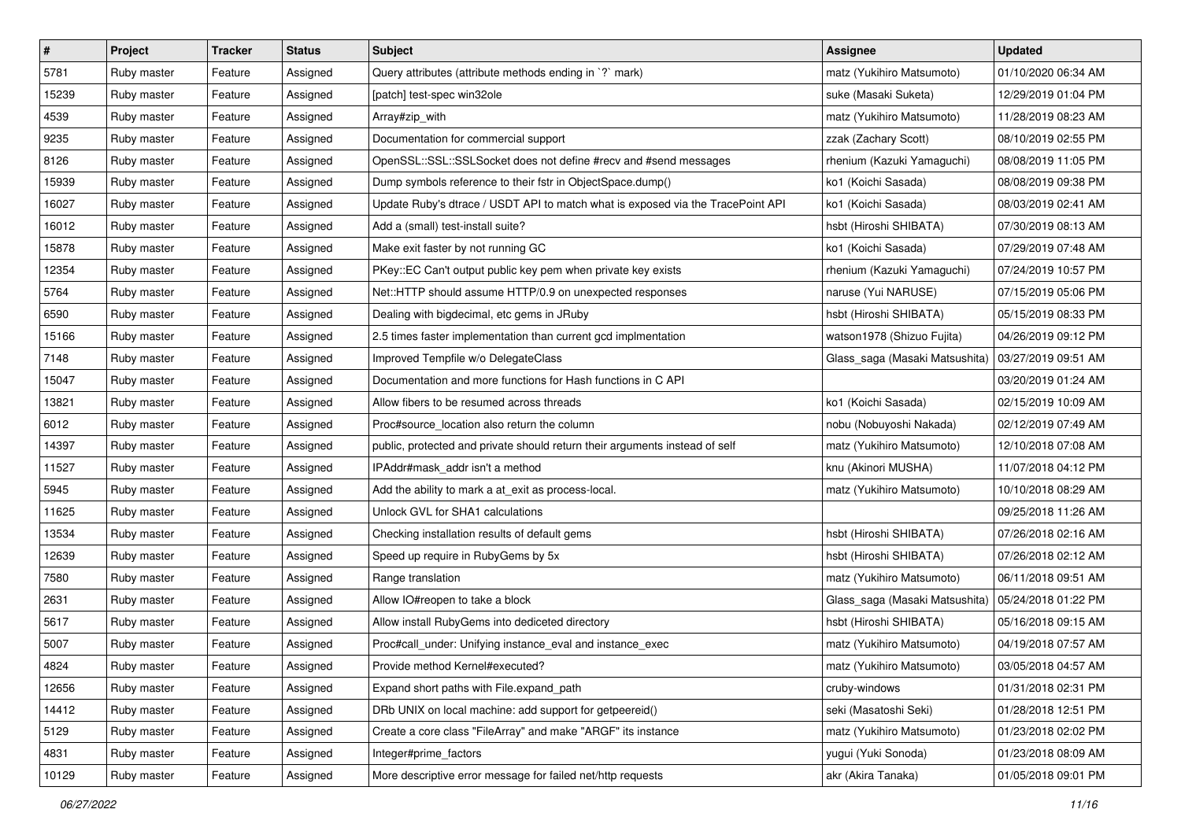| # | Project | Tracker | Status | Subject | Assignee | Updated |
|---|---|---|---|---|---|---|
| 5781 | Ruby master | Feature | Assigned | Query attributes (attribute methods ending in `?` mark) | matz (Yukihiro Matsumoto) | 01/10/2020 06:34 AM |
| 15239 | Ruby master | Feature | Assigned | [patch] test-spec win32ole | suke (Masaki Suketa) | 12/29/2019 01:04 PM |
| 4539 | Ruby master | Feature | Assigned | Array#zip_with | matz (Yukihiro Matsumoto) | 11/28/2019 08:23 AM |
| 9235 | Ruby master | Feature | Assigned | Documentation for commercial support | zzak (Zachary Scott) | 08/10/2019 02:55 PM |
| 8126 | Ruby master | Feature | Assigned | OpenSSL::SSL::SSLSocket does not define #recv and #send messages | rhenium (Kazuki Yamaguchi) | 08/08/2019 11:05 PM |
| 15939 | Ruby master | Feature | Assigned | Dump symbols reference to their fstr in ObjectSpace.dump() | ko1 (Koichi Sasada) | 08/08/2019 09:38 PM |
| 16027 | Ruby master | Feature | Assigned | Update Ruby's dtrace / USDT API to match what is exposed via the TracePoint API | ko1 (Koichi Sasada) | 08/03/2019 02:41 AM |
| 16012 | Ruby master | Feature | Assigned | Add a (small) test-install suite? | hsbt (Hiroshi SHIBATA) | 07/30/2019 08:13 AM |
| 15878 | Ruby master | Feature | Assigned | Make exit faster by not running GC | ko1 (Koichi Sasada) | 07/29/2019 07:48 AM |
| 12354 | Ruby master | Feature | Assigned | PKey::EC Can't output public key pem when private key exists | rhenium (Kazuki Yamaguchi) | 07/24/2019 10:57 PM |
| 5764 | Ruby master | Feature | Assigned | Net::HTTP should assume HTTP/0.9 on unexpected responses | naruse (Yui NARUSE) | 07/15/2019 05:06 PM |
| 6590 | Ruby master | Feature | Assigned | Dealing with bigdecimal, etc gems in JRuby | hsbt (Hiroshi SHIBATA) | 05/15/2019 08:33 PM |
| 15166 | Ruby master | Feature | Assigned | 2.5 times faster implementation than current gcd implmentation | watson1978 (Shizuo Fujita) | 04/26/2019 09:12 PM |
| 7148 | Ruby master | Feature | Assigned | Improved Tempfile w/o DelegateClass | Glass_saga (Masaki Matsushita) | 03/27/2019 09:51 AM |
| 15047 | Ruby master | Feature | Assigned | Documentation and more functions for Hash functions in C API | | 03/20/2019 01:24 AM |
| 13821 | Ruby master | Feature | Assigned | Allow fibers to be resumed across threads | ko1 (Koichi Sasada) | 02/15/2019 10:09 AM |
| 6012 | Ruby master | Feature | Assigned | Proc#source_location also return the column | nobu (Nobuyoshi Nakada) | 02/12/2019 07:49 AM |
| 14397 | Ruby master | Feature | Assigned | public, protected and private should return their arguments instead of self | matz (Yukihiro Matsumoto) | 12/10/2018 07:08 AM |
| 11527 | Ruby master | Feature | Assigned | IPAddr#mask_addr isn't a method | knu (Akinori MUSHA) | 11/07/2018 04:12 PM |
| 5945 | Ruby master | Feature | Assigned | Add the ability to mark a at_exit as process-local. | matz (Yukihiro Matsumoto) | 10/10/2018 08:29 AM |
| 11625 | Ruby master | Feature | Assigned | Unlock GVL for SHA1 calculations | | 09/25/2018 11:26 AM |
| 13534 | Ruby master | Feature | Assigned | Checking installation results of default gems | hsbt (Hiroshi SHIBATA) | 07/26/2018 02:16 AM |
| 12639 | Ruby master | Feature | Assigned | Speed up require in RubyGems by 5x | hsbt (Hiroshi SHIBATA) | 07/26/2018 02:12 AM |
| 7580 | Ruby master | Feature | Assigned | Range translation | matz (Yukihiro Matsumoto) | 06/11/2018 09:51 AM |
| 2631 | Ruby master | Feature | Assigned | Allow IO#reopen to take a block | Glass_saga (Masaki Matsushita) | 05/24/2018 01:22 PM |
| 5617 | Ruby master | Feature | Assigned | Allow install RubyGems into dediceted directory | hsbt (Hiroshi SHIBATA) | 05/16/2018 09:15 AM |
| 5007 | Ruby master | Feature | Assigned | Proc#call_under: Unifying instance_eval and instance_exec | matz (Yukihiro Matsumoto) | 04/19/2018 07:57 AM |
| 4824 | Ruby master | Feature | Assigned | Provide method Kernel#executed? | matz (Yukihiro Matsumoto) | 03/05/2018 04:57 AM |
| 12656 | Ruby master | Feature | Assigned | Expand short paths with File.expand_path | cruby-windows | 01/31/2018 02:31 PM |
| 14412 | Ruby master | Feature | Assigned | DRb UNIX on local machine: add support for getpeereid() | seki (Masatoshi Seki) | 01/28/2018 12:51 PM |
| 5129 | Ruby master | Feature | Assigned | Create a core class "FileArray" and make "ARGF" its instance | matz (Yukihiro Matsumoto) | 01/23/2018 02:02 PM |
| 4831 | Ruby master | Feature | Assigned | Integer#prime_factors | yugui (Yuki Sonoda) | 01/23/2018 08:09 AM |
| 10129 | Ruby master | Feature | Assigned | More descriptive error message for failed net/http requests | akr (Akira Tanaka) | 01/05/2018 09:01 PM |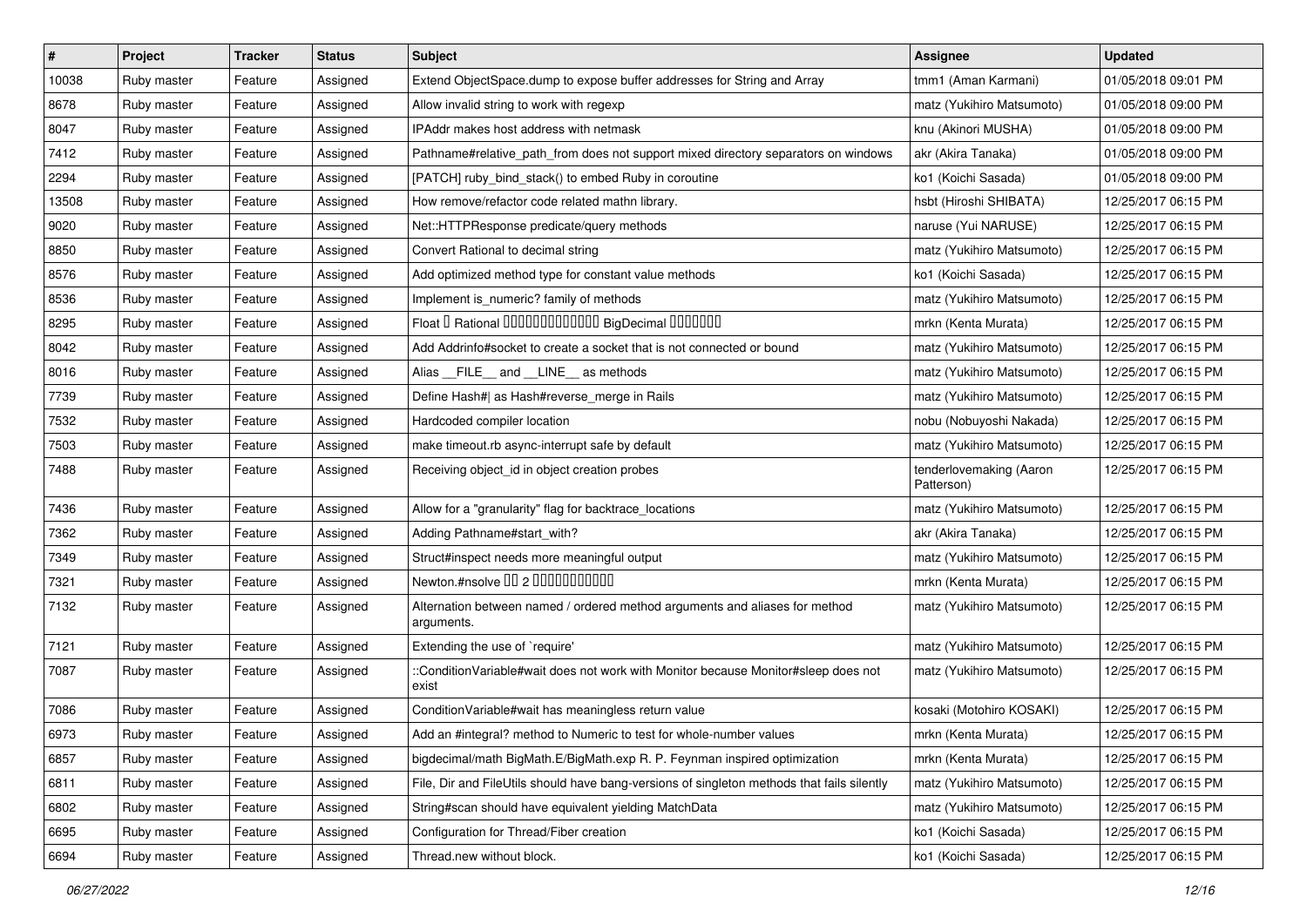| # | Project | Tracker | Status | Subject | Assignee | Updated |
|---|---|---|---|---|---|---|
| 10038 | Ruby master | Feature | Assigned | Extend ObjectSpace.dump to expose buffer addresses for String and Array | tmm1 (Aman Karmani) | 01/05/2018 09:01 PM |
| 8678 | Ruby master | Feature | Assigned | Allow invalid string to work with regexp | matz (Yukihiro Matsumoto) | 01/05/2018 09:00 PM |
| 8047 | Ruby master | Feature | Assigned | IPAddr makes host address with netmask | knu (Akinori MUSHA) | 01/05/2018 09:00 PM |
| 7412 | Ruby master | Feature | Assigned | Pathname#relative_path_from does not support mixed directory separators on windows | akr (Akira Tanaka) | 01/05/2018 09:00 PM |
| 2294 | Ruby master | Feature | Assigned | [PATCH] ruby_bind_stack() to embed Ruby in coroutine | ko1 (Koichi Sasada) | 01/05/2018 09:00 PM |
| 13508 | Ruby master | Feature | Assigned | How remove/refactor code related mathn library. | hsbt (Hiroshi SHIBATA) | 12/25/2017 06:15 PM |
| 9020 | Ruby master | Feature | Assigned | Net::HTTPResponse predicate/query methods | naruse (Yui NARUSE) | 12/25/2017 06:15 PM |
| 8850 | Ruby master | Feature | Assigned | Convert Rational to decimal string | matz (Yukihiro Matsumoto) | 12/25/2017 06:15 PM |
| 8576 | Ruby master | Feature | Assigned | Add optimized method type for constant value methods | ko1 (Koichi Sasada) | 12/25/2017 06:15 PM |
| 8536 | Ruby master | Feature | Assigned | Implement is_numeric? family of methods | matz (Yukihiro Matsumoto) | 12/25/2017 06:15 PM |
| 8295 | Ruby master | Feature | Assigned | Float □ Rational □□□□□□□□□□□□□ BigDecimal □□□□□□□ | mrkn (Kenta Murata) | 12/25/2017 06:15 PM |
| 8042 | Ruby master | Feature | Assigned | Add Addrinfo#socket to create a socket that is not connected or bound | matz (Yukihiro Matsumoto) | 12/25/2017 06:15 PM |
| 8016 | Ruby master | Feature | Assigned | Alias __FILE__ and __LINE__ as methods | matz (Yukihiro Matsumoto) | 12/25/2017 06:15 PM |
| 7739 | Ruby master | Feature | Assigned | Define Hash#\| as Hash#reverse_merge in Rails | matz (Yukihiro Matsumoto) | 12/25/2017 06:15 PM |
| 7532 | Ruby master | Feature | Assigned | Hardcoded compiler location | nobu (Nobuyoshi Nakada) | 12/25/2017 06:15 PM |
| 7503 | Ruby master | Feature | Assigned | make timeout.rb async-interrupt safe by default | matz (Yukihiro Matsumoto) | 12/25/2017 06:15 PM |
| 7488 | Ruby master | Feature | Assigned | Receiving object_id in object creation probes | tenderlovemaking (Aaron Patterson) | 12/25/2017 06:15 PM |
| 7436 | Ruby master | Feature | Assigned | Allow for a "granularity" flag for backtrace_locations | matz (Yukihiro Matsumoto) | 12/25/2017 06:15 PM |
| 7362 | Ruby master | Feature | Assigned | Adding Pathname#start_with? | akr (Akira Tanaka) | 12/25/2017 06:15 PM |
| 7349 | Ruby master | Feature | Assigned | Struct#inspect needs more meaningful output | matz (Yukihiro Matsumoto) | 12/25/2017 06:15 PM |
| 7321 | Ruby master | Feature | Assigned | Newton.#nsolve □□ 2 □□□□□□□□□□□ | mrkn (Kenta Murata) | 12/25/2017 06:15 PM |
| 7132 | Ruby master | Feature | Assigned | Alternation between named / ordered method arguments and aliases for method arguments. | matz (Yukihiro Matsumoto) | 12/25/2017 06:15 PM |
| 7121 | Ruby master | Feature | Assigned | Extending the use of `require' | matz (Yukihiro Matsumoto) | 12/25/2017 06:15 PM |
| 7087 | Ruby master | Feature | Assigned | ::ConditionVariable#wait does not work with Monitor because Monitor#sleep does not exist | matz (Yukihiro Matsumoto) | 12/25/2017 06:15 PM |
| 7086 | Ruby master | Feature | Assigned | ConditionVariable#wait has meaningless return value | kosaki (Motohiro KOSAKI) | 12/25/2017 06:15 PM |
| 6973 | Ruby master | Feature | Assigned | Add an #integral? method to Numeric to test for whole-number values | mrkn (Kenta Murata) | 12/25/2017 06:15 PM |
| 6857 | Ruby master | Feature | Assigned | bigdecimal/math BigMath.E/BigMath.exp R. P. Feynman inspired optimization | mrkn (Kenta Murata) | 12/25/2017 06:15 PM |
| 6811 | Ruby master | Feature | Assigned | File, Dir and FileUtils should have bang-versions of singleton methods that fails silently | matz (Yukihiro Matsumoto) | 12/25/2017 06:15 PM |
| 6802 | Ruby master | Feature | Assigned | String#scan should have equivalent yielding MatchData | matz (Yukihiro Matsumoto) | 12/25/2017 06:15 PM |
| 6695 | Ruby master | Feature | Assigned | Configuration for Thread/Fiber creation | ko1 (Koichi Sasada) | 12/25/2017 06:15 PM |
| 6694 | Ruby master | Feature | Assigned | Thread.new without block. | ko1 (Koichi Sasada) | 12/25/2017 06:15 PM |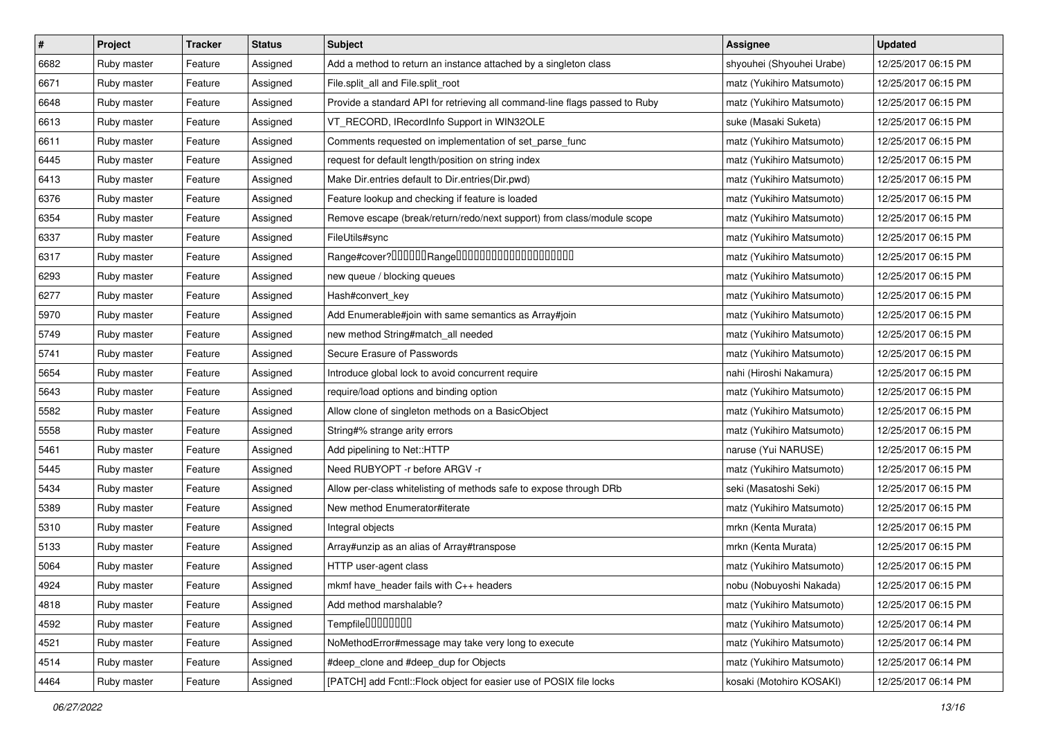| # | Project | Tracker | Status | Subject | Assignee | Updated |
|---|---|---|---|---|---|---|
| 6682 | Ruby master | Feature | Assigned | Add a method to return an instance attached by a singleton class | shyouhei (Shyouhei Urabe) | 12/25/2017 06:15 PM |
| 6671 | Ruby master | Feature | Assigned | File.split_all and File.split_root | matz (Yukihiro Matsumoto) | 12/25/2017 06:15 PM |
| 6648 | Ruby master | Feature | Assigned | Provide a standard API for retrieving all command-line flags passed to Ruby | matz (Yukihiro Matsumoto) | 12/25/2017 06:15 PM |
| 6613 | Ruby master | Feature | Assigned | VT_RECORD, IRecordInfo Support in WIN32OLE | suke (Masaki Suketa) | 12/25/2017 06:15 PM |
| 6611 | Ruby master | Feature | Assigned | Comments requested on implementation of set_parse_func | matz (Yukihiro Matsumoto) | 12/25/2017 06:15 PM |
| 6445 | Ruby master | Feature | Assigned | request for default length/position on string index | matz (Yukihiro Matsumoto) | 12/25/2017 06:15 PM |
| 6413 | Ruby master | Feature | Assigned | Make Dir.entries default to Dir.entries(Dir.pwd) | matz (Yukihiro Matsumoto) | 12/25/2017 06:15 PM |
| 6376 | Ruby master | Feature | Assigned | Feature lookup and checking if feature is loaded | matz (Yukihiro Matsumoto) | 12/25/2017 06:15 PM |
| 6354 | Ruby master | Feature | Assigned | Remove escape (break/return/redo/next support) from class/module scope | matz (Yukihiro Matsumoto) | 12/25/2017 06:15 PM |
| 6337 | Ruby master | Feature | Assigned | FileUtils#sync | matz (Yukihiro Matsumoto) | 12/25/2017 06:15 PM |
| 6317 | Ruby master | Feature | Assigned | Range#cover?□□□□□□Range□□□□□□□□□□□□□□□□□□□□ | matz (Yukihiro Matsumoto) | 12/25/2017 06:15 PM |
| 6293 | Ruby master | Feature | Assigned | new queue / blocking queues | matz (Yukihiro Matsumoto) | 12/25/2017 06:15 PM |
| 6277 | Ruby master | Feature | Assigned | Hash#convert_key | matz (Yukihiro Matsumoto) | 12/25/2017 06:15 PM |
| 5970 | Ruby master | Feature | Assigned | Add Enumerable#join with same semantics as Array#join | matz (Yukihiro Matsumoto) | 12/25/2017 06:15 PM |
| 5749 | Ruby master | Feature | Assigned | new method String#match_all needed | matz (Yukihiro Matsumoto) | 12/25/2017 06:15 PM |
| 5741 | Ruby master | Feature | Assigned | Secure Erasure of Passwords | matz (Yukihiro Matsumoto) | 12/25/2017 06:15 PM |
| 5654 | Ruby master | Feature | Assigned | Introduce global lock to avoid concurrent require | nahi (Hiroshi Nakamura) | 12/25/2017 06:15 PM |
| 5643 | Ruby master | Feature | Assigned | require/load options and binding option | matz (Yukihiro Matsumoto) | 12/25/2017 06:15 PM |
| 5582 | Ruby master | Feature | Assigned | Allow clone of singleton methods on a BasicObject | matz (Yukihiro Matsumoto) | 12/25/2017 06:15 PM |
| 5558 | Ruby master | Feature | Assigned | String#% strange arity errors | matz (Yukihiro Matsumoto) | 12/25/2017 06:15 PM |
| 5461 | Ruby master | Feature | Assigned | Add pipelining to Net::HTTP | naruse (Yui NARUSE) | 12/25/2017 06:15 PM |
| 5445 | Ruby master | Feature | Assigned | Need RUBYOPT -r before ARGV -r | matz (Yukihiro Matsumoto) | 12/25/2017 06:15 PM |
| 5434 | Ruby master | Feature | Assigned | Allow per-class whitelisting of methods safe to expose through DRb | seki (Masatoshi Seki) | 12/25/2017 06:15 PM |
| 5389 | Ruby master | Feature | Assigned | New method Enumerator#iterate | matz (Yukihiro Matsumoto) | 12/25/2017 06:15 PM |
| 5310 | Ruby master | Feature | Assigned | Integral objects | mrkn (Kenta Murata) | 12/25/2017 06:15 PM |
| 5133 | Ruby master | Feature | Assigned | Array#unzip as an alias of Array#transpose | mrkn (Kenta Murata) | 12/25/2017 06:15 PM |
| 5064 | Ruby master | Feature | Assigned | HTTP user-agent class | matz (Yukihiro Matsumoto) | 12/25/2017 06:15 PM |
| 4924 | Ruby master | Feature | Assigned | mkmf have_header fails with C++ headers | nobu (Nobuyoshi Nakada) | 12/25/2017 06:15 PM |
| 4818 | Ruby master | Feature | Assigned | Add method marshalable? | matz (Yukihiro Matsumoto) | 12/25/2017 06:15 PM |
| 4592 | Ruby master | Feature | Assigned | Tempfile□□□□□□□□ | matz (Yukihiro Matsumoto) | 12/25/2017 06:14 PM |
| 4521 | Ruby master | Feature | Assigned | NoMethodError#message may take very long to execute | matz (Yukihiro Matsumoto) | 12/25/2017 06:14 PM |
| 4514 | Ruby master | Feature | Assigned | #deep_clone and #deep_dup for Objects | matz (Yukihiro Matsumoto) | 12/25/2017 06:14 PM |
| 4464 | Ruby master | Feature | Assigned | [PATCH] add Fcntl::Flock object for easier use of POSIX file locks | kosaki (Motohiro KOSAKI) | 12/25/2017 06:14 PM |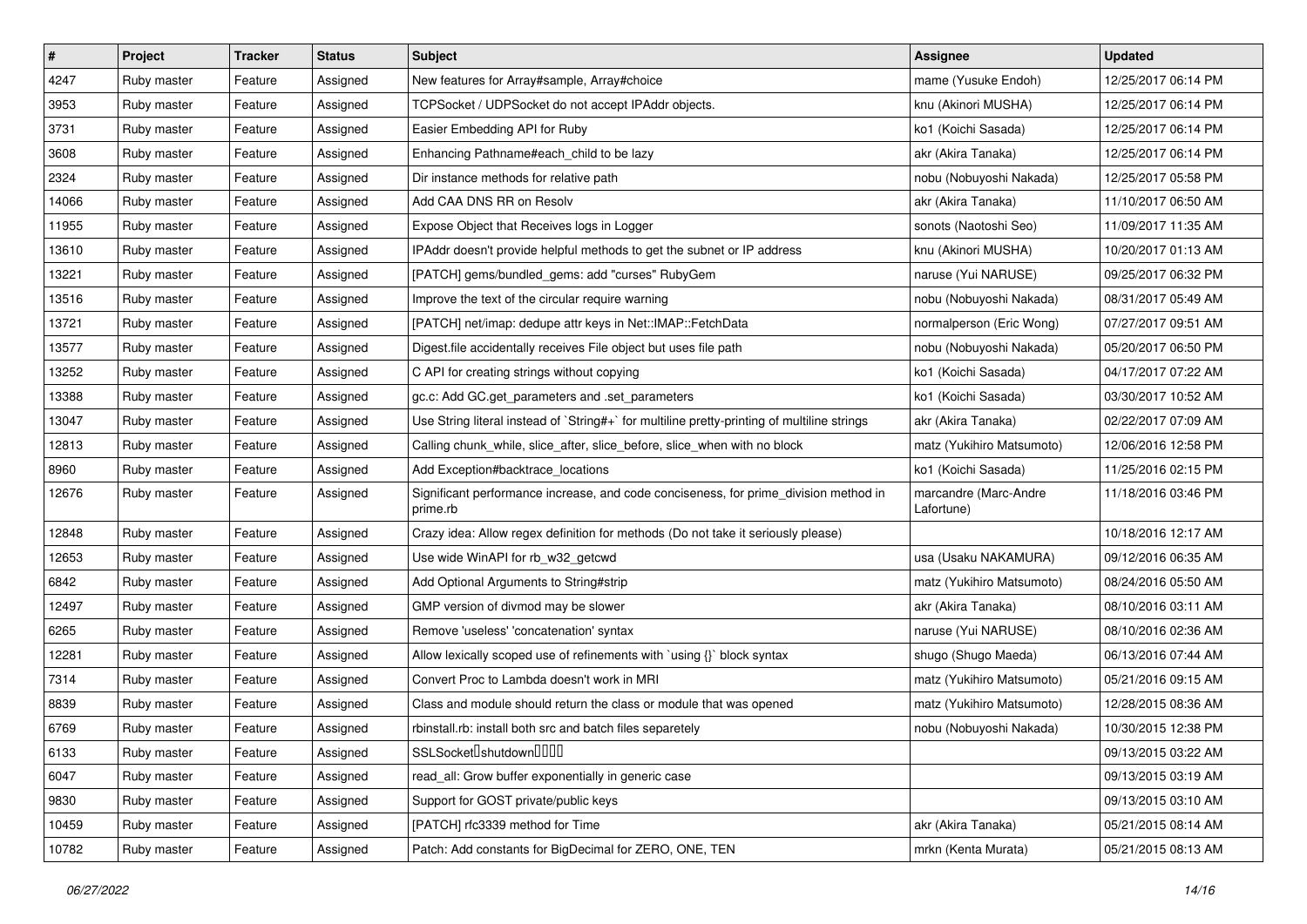| # | Project | Tracker | Status | Subject | Assignee | Updated |
| --- | --- | --- | --- | --- | --- | --- |
| 4247 | Ruby master | Feature | Assigned | New features for Array#sample, Array#choice | mame (Yusuke Endoh) | 12/25/2017 06:14 PM |
| 3953 | Ruby master | Feature | Assigned | TCPSocket / UDPSocket do not accept IPAddr objects. | knu (Akinori MUSHA) | 12/25/2017 06:14 PM |
| 3731 | Ruby master | Feature | Assigned | Easier Embedding API for Ruby | ko1 (Koichi Sasada) | 12/25/2017 06:14 PM |
| 3608 | Ruby master | Feature | Assigned | Enhancing Pathname#each_child to be lazy | akr (Akira Tanaka) | 12/25/2017 06:14 PM |
| 2324 | Ruby master | Feature | Assigned | Dir instance methods for relative path | nobu (Nobuyoshi Nakada) | 12/25/2017 05:58 PM |
| 14066 | Ruby master | Feature | Assigned | Add CAA DNS RR on Resolv | akr (Akira Tanaka) | 11/10/2017 06:50 AM |
| 11955 | Ruby master | Feature | Assigned | Expose Object that Receives logs in Logger | sonots (Naotoshi Seo) | 11/09/2017 11:35 AM |
| 13610 | Ruby master | Feature | Assigned | IPAddr doesn't provide helpful methods to get the subnet or IP address | knu (Akinori MUSHA) | 10/20/2017 01:13 AM |
| 13221 | Ruby master | Feature | Assigned | [PATCH] gems/bundled_gems: add "curses" RubyGem | naruse (Yui NARUSE) | 09/25/2017 06:32 PM |
| 13516 | Ruby master | Feature | Assigned | Improve the text of the circular require warning | nobu (Nobuyoshi Nakada) | 08/31/2017 05:49 AM |
| 13721 | Ruby master | Feature | Assigned | [PATCH] net/imap: dedupe attr keys in Net::IMAP::FetchData | normalperson (Eric Wong) | 07/27/2017 09:51 AM |
| 13577 | Ruby master | Feature | Assigned | Digest.file accidentally receives File object but uses file path | nobu (Nobuyoshi Nakada) | 05/20/2017 06:50 PM |
| 13252 | Ruby master | Feature | Assigned | C API for creating strings without copying | ko1 (Koichi Sasada) | 04/17/2017 07:22 AM |
| 13388 | Ruby master | Feature | Assigned | gc.c: Add GC.get_parameters and .set_parameters | ko1 (Koichi Sasada) | 03/30/2017 10:52 AM |
| 13047 | Ruby master | Feature | Assigned | Use String literal instead of `String#+` for multiline pretty-printing of multiline strings | akr (Akira Tanaka) | 02/22/2017 07:09 AM |
| 12813 | Ruby master | Feature | Assigned | Calling chunk_while, slice_after, slice_before, slice_when with no block | matz (Yukihiro Matsumoto) | 12/06/2016 12:58 PM |
| 8960 | Ruby master | Feature | Assigned | Add Exception#backtrace_locations | ko1 (Koichi Sasada) | 11/25/2016 02:15 PM |
| 12676 | Ruby master | Feature | Assigned | Significant performance increase, and code conciseness, for prime_division method in prime.rb | marcandre (Marc-Andre Lafortune) | 11/18/2016 03:46 PM |
| 12848 | Ruby master | Feature | Assigned | Crazy idea: Allow regex definition for methods (Do not take it seriously please) | | 10/18/2016 12:17 AM |
| 12653 | Ruby master | Feature | Assigned | Use wide WinAPI for rb_w32_getcwd | usa (Usaku NAKAMURA) | 09/12/2016 06:35 AM |
| 6842 | Ruby master | Feature | Assigned | Add Optional Arguments to String#strip | matz (Yukihiro Matsumoto) | 08/24/2016 05:50 AM |
| 12497 | Ruby master | Feature | Assigned | GMP version of divmod may be slower | akr (Akira Tanaka) | 08/10/2016 03:11 AM |
| 6265 | Ruby master | Feature | Assigned | Remove 'useless' 'concatenation' syntax | naruse (Yui NARUSE) | 08/10/2016 02:36 AM |
| 12281 | Ruby master | Feature | Assigned | Allow lexically scoped use of refinements with `using {}` block syntax | shugo (Shugo Maeda) | 06/13/2016 07:44 AM |
| 7314 | Ruby master | Feature | Assigned | Convert Proc to Lambda doesn't work in MRI | matz (Yukihiro Matsumoto) | 05/21/2016 09:15 AM |
| 8839 | Ruby master | Feature | Assigned | Class and module should return the class or module that was opened | matz (Yukihiro Matsumoto) | 12/28/2015 08:36 AM |
| 6769 | Ruby master | Feature | Assigned | rbinstall.rb: install both src and batch files separetely | nobu (Nobuyoshi Nakada) | 10/30/2015 12:38 PM |
| 6133 | Ruby master | Feature | Assigned | SSLSocket�shutdown���� | | 09/13/2015 03:22 AM |
| 6047 | Ruby master | Feature | Assigned | read_all: Grow buffer exponentially in generic case | | 09/13/2015 03:19 AM |
| 9830 | Ruby master | Feature | Assigned | Support for GOST private/public keys | | 09/13/2015 03:10 AM |
| 10459 | Ruby master | Feature | Assigned | [PATCH] rfc3339 method for Time | akr (Akira Tanaka) | 05/21/2015 08:14 AM |
| 10782 | Ruby master | Feature | Assigned | Patch: Add constants for BigDecimal for ZERO, ONE, TEN | mrkn (Kenta Murata) | 05/21/2015 08:13 AM |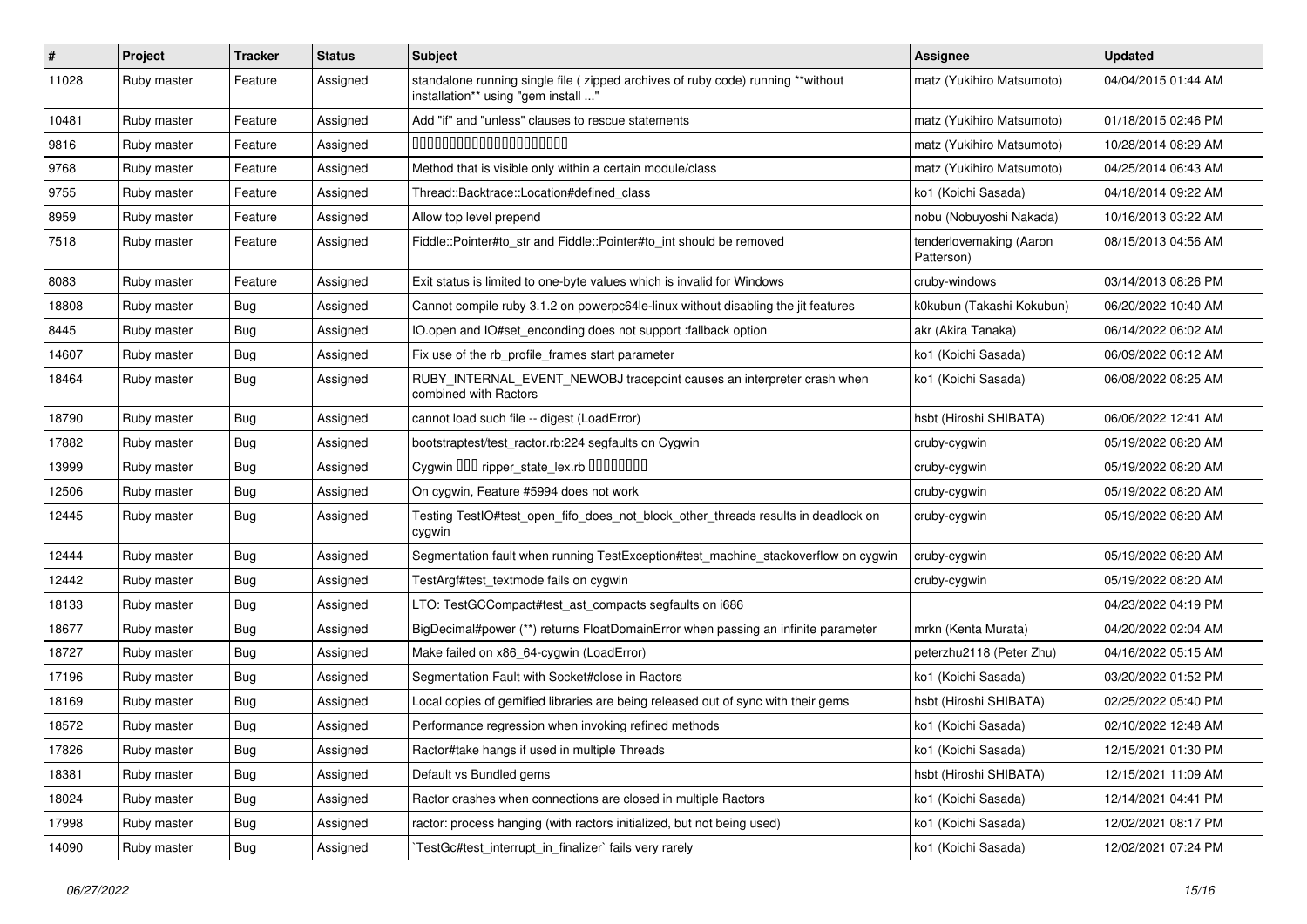| # | Project | Tracker | Status | Subject | Assignee | Updated |
|---|---|---|---|---|---|---|
| 11028 | Ruby master | Feature | Assigned | standalone running single file ( zipped archives of ruby code) running **without installation** using "gem install ..." | matz (Yukihiro Matsumoto) | 04/04/2015 01:44 AM |
| 10481 | Ruby master | Feature | Assigned | Add "if" and "unless" clauses to rescue statements | matz (Yukihiro Matsumoto) | 01/18/2015 02:46 PM |
| 9816 | Ruby master | Feature | Assigned | 0000000000000000000000 | matz (Yukihiro Matsumoto) | 10/28/2014 08:29 AM |
| 9768 | Ruby master | Feature | Assigned | Method that is visible only within a certain module/class | matz (Yukihiro Matsumoto) | 04/25/2014 06:43 AM |
| 9755 | Ruby master | Feature | Assigned | Thread::Backtrace::Location#defined_class | ko1 (Koichi Sasada) | 04/18/2014 09:22 AM |
| 8959 | Ruby master | Feature | Assigned | Allow top level prepend | nobu (Nobuyoshi Nakada) | 10/16/2013 03:22 AM |
| 7518 | Ruby master | Feature | Assigned | Fiddle::Pointer#to_str and Fiddle::Pointer#to_int should be removed | tenderlovemaking (Aaron Patterson) | 08/15/2013 04:56 AM |
| 8083 | Ruby master | Feature | Assigned | Exit status is limited to one-byte values which is invalid for Windows | cruby-windows | 03/14/2013 08:26 PM |
| 18808 | Ruby master | Bug | Assigned | Cannot compile ruby 3.1.2 on powerpc64le-linux without disabling the jit features | k0kubun (Takashi Kokubun) | 06/20/2022 10:40 AM |
| 8445 | Ruby master | Bug | Assigned | IO.open and IO#set_enconding does not support :fallback option | akr (Akira Tanaka) | 06/14/2022 06:02 AM |
| 14607 | Ruby master | Bug | Assigned | Fix use of the rb_profile_frames start parameter | ko1 (Koichi Sasada) | 06/09/2022 06:12 AM |
| 18464 | Ruby master | Bug | Assigned | RUBY_INTERNAL_EVENT_NEWOBJ tracepoint causes an interpreter crash when combined with Ractors | ko1 (Koichi Sasada) | 06/08/2022 08:25 AM |
| 18790 | Ruby master | Bug | Assigned | cannot load such file -- digest (LoadError) | hsbt (Hiroshi SHIBATA) | 06/06/2022 12:41 AM |
| 17882 | Ruby master | Bug | Assigned | bootstraptest/test_ractor.rb:224 segfaults on Cygwin | cruby-cygwin | 05/19/2022 08:20 AM |
| 13999 | Ruby master | Bug | Assigned | Cygwin 000 ripper_state_lex.rb 00000000 | cruby-cygwin | 05/19/2022 08:20 AM |
| 12506 | Ruby master | Bug | Assigned | On cygwin, Feature #5994 does not work | cruby-cygwin | 05/19/2022 08:20 AM |
| 12445 | Ruby master | Bug | Assigned | Testing TestIO#test_open_fifo_does_not_block_other_threads results in deadlock on cygwin | cruby-cygwin | 05/19/2022 08:20 AM |
| 12444 | Ruby master | Bug | Assigned | Segmentation fault when running TestException#test_machine_stackoverflow on cygwin | cruby-cygwin | 05/19/2022 08:20 AM |
| 12442 | Ruby master | Bug | Assigned | TestArgf#test_textmode fails on cygwin | cruby-cygwin | 05/19/2022 08:20 AM |
| 18133 | Ruby master | Bug | Assigned | LTO: TestGCCompact#test_ast_compacts segfaults on i686 | | 04/23/2022 04:19 PM |
| 18677 | Ruby master | Bug | Assigned | BigDecimal#power (**) returns FloatDomainError when passing an infinite parameter | mrkn (Kenta Murata) | 04/20/2022 02:04 AM |
| 18727 | Ruby master | Bug | Assigned | Make failed on x86_64-cygwin (LoadError) | peterzhu2118 (Peter Zhu) | 04/16/2022 05:15 AM |
| 17196 | Ruby master | Bug | Assigned | Segmentation Fault with Socket#close in Ractors | ko1 (Koichi Sasada) | 03/20/2022 01:52 PM |
| 18169 | Ruby master | Bug | Assigned | Local copies of gemified libraries are being released out of sync with their gems | hsbt (Hiroshi SHIBATA) | 02/25/2022 05:40 PM |
| 18572 | Ruby master | Bug | Assigned | Performance regression when invoking refined methods | ko1 (Koichi Sasada) | 02/10/2022 12:48 AM |
| 17826 | Ruby master | Bug | Assigned | Ractor#take hangs if used in multiple Threads | ko1 (Koichi Sasada) | 12/15/2021 01:30 PM |
| 18381 | Ruby master | Bug | Assigned | Default vs Bundled gems | hsbt (Hiroshi SHIBATA) | 12/15/2021 11:09 AM |
| 18024 | Ruby master | Bug | Assigned | Ractor crashes when connections are closed in multiple Ractors | ko1 (Koichi Sasada) | 12/14/2021 04:41 PM |
| 17998 | Ruby master | Bug | Assigned | ractor: process hanging (with ractors initialized, but not being used) | ko1 (Koichi Sasada) | 12/02/2021 08:17 PM |
| 14090 | Ruby master | Bug | Assigned | `TestGc#test_interrupt_in_finalizer` fails very rarely | ko1 (Koichi Sasada) | 12/02/2021 07:24 PM |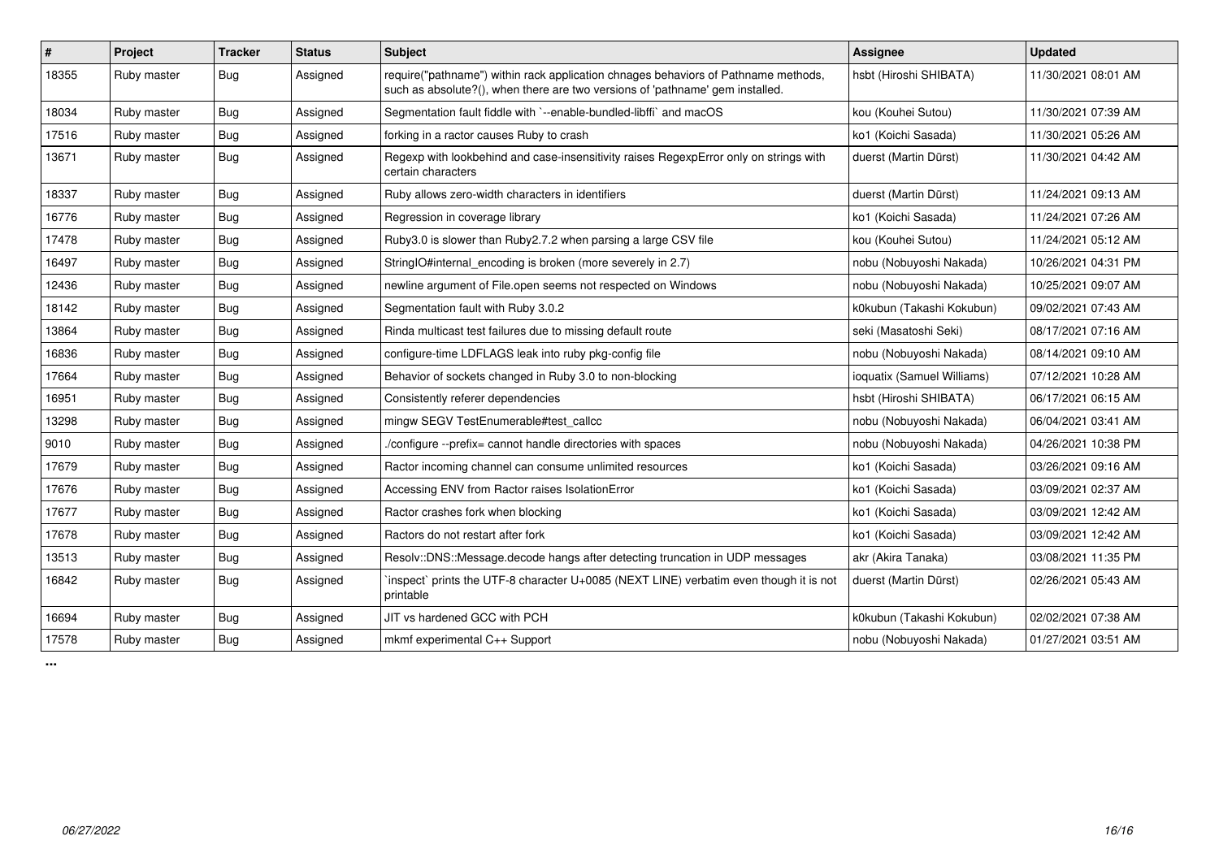| # | Project | Tracker | Status | Subject | Assignee | Updated |
|---|---|---|---|---|---|---|
| 18355 | Ruby master | Bug | Assigned | require("pathname") within rack application chnages behaviors of Pathname methods, such as absolute?(), when there are two versions of 'pathname' gem installed. | hsbt (Hiroshi SHIBATA) | 11/30/2021 08:01 AM |
| 18034 | Ruby master | Bug | Assigned | Segmentation fault fiddle with `--enable-bundled-libffi` and macOS | kou (Kouhei Sutou) | 11/30/2021 07:39 AM |
| 17516 | Ruby master | Bug | Assigned | forking in a ractor causes Ruby to crash | ko1 (Koichi Sasada) | 11/30/2021 05:26 AM |
| 13671 | Ruby master | Bug | Assigned | Regexp with lookbehind and case-insensitivity raises RegexpError only on strings with certain characters | duerst (Martin Dürst) | 11/30/2021 04:42 AM |
| 18337 | Ruby master | Bug | Assigned | Ruby allows zero-width characters in identifiers | duerst (Martin Dürst) | 11/24/2021 09:13 AM |
| 16776 | Ruby master | Bug | Assigned | Regression in coverage library | ko1 (Koichi Sasada) | 11/24/2021 07:26 AM |
| 17478 | Ruby master | Bug | Assigned | Ruby3.0 is slower than Ruby2.7.2 when parsing a large CSV file | kou (Kouhei Sutou) | 11/24/2021 05:12 AM |
| 16497 | Ruby master | Bug | Assigned | StringIO#internal_encoding is broken (more severely in 2.7) | nobu (Nobuyoshi Nakada) | 10/26/2021 04:31 PM |
| 12436 | Ruby master | Bug | Assigned | newline argument of File.open seems not respected on Windows | nobu (Nobuyoshi Nakada) | 10/25/2021 09:07 AM |
| 18142 | Ruby master | Bug | Assigned | Segmentation fault with Ruby 3.0.2 | k0kubun (Takashi Kokubun) | 09/02/2021 07:43 AM |
| 13864 | Ruby master | Bug | Assigned | Rinda multicast test failures due to missing default route | seki (Masatoshi Seki) | 08/17/2021 07:16 AM |
| 16836 | Ruby master | Bug | Assigned | configure-time LDFLAGS leak into ruby pkg-config file | nobu (Nobuyoshi Nakada) | 08/14/2021 09:10 AM |
| 17664 | Ruby master | Bug | Assigned | Behavior of sockets changed in Ruby 3.0 to non-blocking | ioquatix (Samuel Williams) | 07/12/2021 10:28 AM |
| 16951 | Ruby master | Bug | Assigned | Consistently referer dependencies | hsbt (Hiroshi SHIBATA) | 06/17/2021 06:15 AM |
| 13298 | Ruby master | Bug | Assigned | mingw SEGV TestEnumerable#test_callcc | nobu (Nobuyoshi Nakada) | 06/04/2021 03:41 AM |
| 9010 | Ruby master | Bug | Assigned | ./configure --prefix= cannot handle directories with spaces | nobu (Nobuyoshi Nakada) | 04/26/2021 10:38 PM |
| 17679 | Ruby master | Bug | Assigned | Ractor incoming channel can consume unlimited resources | ko1 (Koichi Sasada) | 03/26/2021 09:16 AM |
| 17676 | Ruby master | Bug | Assigned | Accessing ENV from Ractor raises IsolationError | ko1 (Koichi Sasada) | 03/09/2021 02:37 AM |
| 17677 | Ruby master | Bug | Assigned | Ractor crashes fork when blocking | ko1 (Koichi Sasada) | 03/09/2021 12:42 AM |
| 17678 | Ruby master | Bug | Assigned | Ractors do not restart after fork | ko1 (Koichi Sasada) | 03/09/2021 12:42 AM |
| 13513 | Ruby master | Bug | Assigned | Resolv::DNS::Message.decode hangs after detecting truncation in UDP messages | akr (Akira Tanaka) | 03/08/2021 11:35 PM |
| 16842 | Ruby master | Bug | Assigned | `inspect` prints the UTF-8 character U+0085 (NEXT LINE) verbatim even though it is not printable | duerst (Martin Dürst) | 02/26/2021 05:43 AM |
| 16694 | Ruby master | Bug | Assigned | JIT vs hardened GCC with PCH | k0kubun (Takashi Kokubun) | 02/02/2021 07:38 AM |
| 17578 | Ruby master | Bug | Assigned | mkmf experimental C++ Support | nobu (Nobuyoshi Nakada) | 01/27/2021 03:51 AM |

...